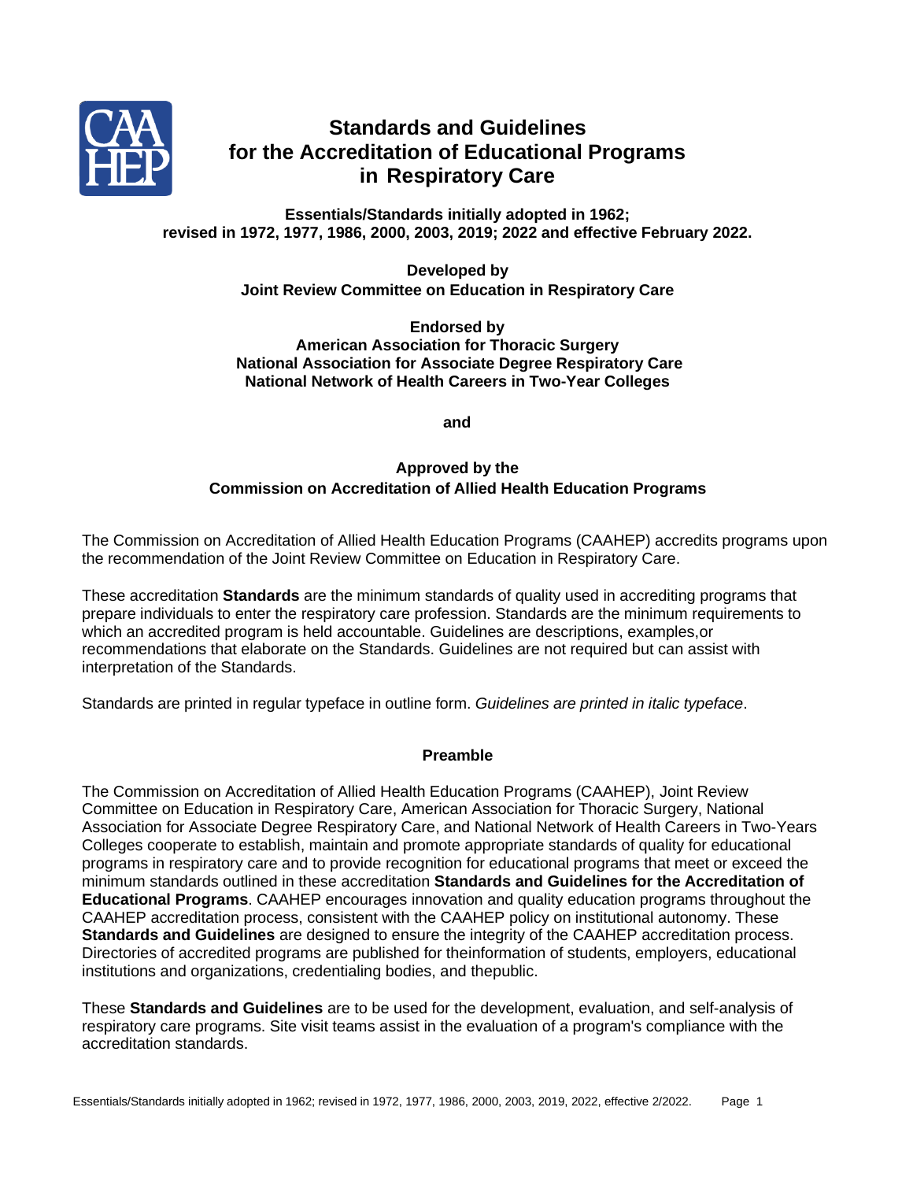# Standards and Guidelines for the Accreditation of Educational Programs in Respiratory Care

**Essentials/Standards initially adopted in 1962; revised in 1972, 1977, 1986, 2000, 2003, 2019; 2022 and effective February 2022.**

**Developed by**
**Joint Review Committee on Education in Respiratory Care**

**Endorsed by**
**American Association for Thoracic Surgery**
**National Association for Associate Degree Respiratory Care**
**National Network of Health Careers in Two-Year Colleges**

**and**

**Approved by the**
**Commission on Accreditation of Allied Health Education Programs**

The Commission on Accreditation of Allied Health Education Programs (CAAHEP) accredits programs upon the recommendation of the Joint Review Committee on Education in Respiratory Care.

These accreditation **Standards** are the minimum standards of quality used in accrediting programs that prepare individuals to enter the respiratory care profession. Standards are the minimum requirements to which an accredited program is held accountable. Guidelines are descriptions, examples,or recommendations that elaborate on the Standards. Guidelines are not required but can assist with interpretation of the Standards.

Standards are printed in regular typeface in outline form. *Guidelines are printed in italic typeface*.

## Preamble

The Commission on Accreditation of Allied Health Education Programs (CAAHEP), Joint Review Committee on Education in Respiratory Care, American Association for Thoracic Surgery, National Association for Associate Degree Respiratory Care, and National Network of Health Careers in Two-Years Colleges cooperate to establish, maintain and promote appropriate standards of quality for educational programs in respiratory care and to provide recognition for educational programs that meet or exceed the minimum standards outlined in these accreditation **Standards and Guidelines for the Accreditation of Educational Programs**. CAAHEP encourages innovation and quality education programs throughout the CAAHEP accreditation process, consistent with the CAAHEP policy on institutional autonomy. These **Standards and Guidelines** are designed to ensure the integrity of the CAAHEP accreditation process. Directories of accredited programs are published for theinformation of students, employers, educational institutions and organizations, credentialing bodies, and thepublic.

These **Standards and Guidelines** are to be used for the development, evaluation, and self-analysis of respiratory care programs. Site visit teams assist in the evaluation of a program's compliance with the accreditation standards.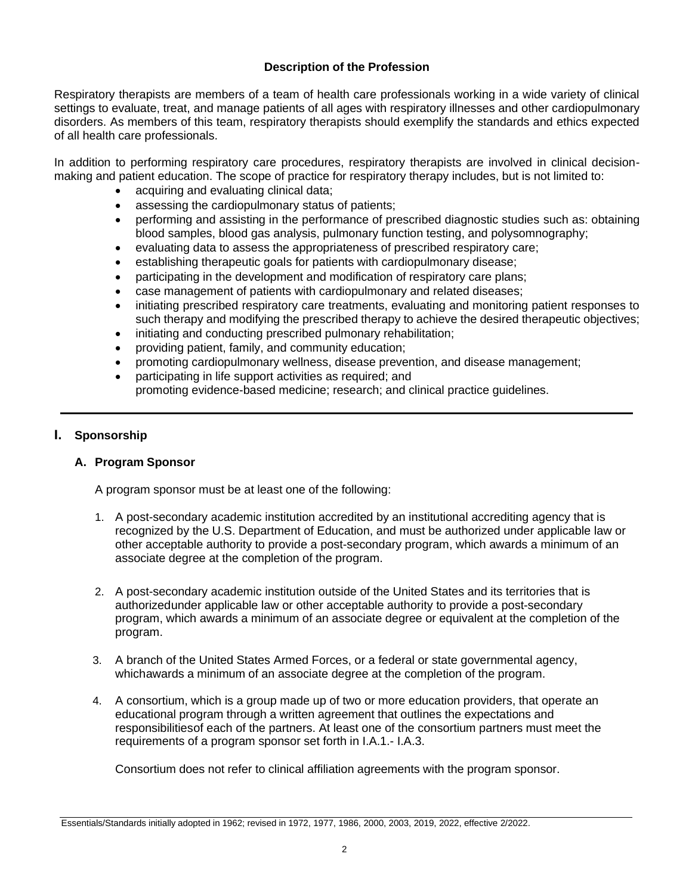## Description of the Profession

Respiratory therapists are members of a team of health care professionals working in a wide variety of clinical settings to evaluate, treat, and manage patients of all ages with respiratory illnesses and other cardiopulmonary disorders. As members of this team, respiratory therapists should exemplify the standards and ethics expected of all health care professionals.

In addition to performing respiratory care procedures, respiratory therapists are involved in clinical decision-making and patient education. The scope of practice for respiratory therapy includes, but is not limited to:

- acquiring and evaluating clinical data;
- assessing the cardiopulmonary status of patients;
- performing and assisting in the performance of prescribed diagnostic studies such as: obtaining blood samples, blood gas analysis, pulmonary function testing, and polysomnography;
- evaluating data to assess the appropriateness of prescribed respiratory care;
- establishing therapeutic goals for patients with cardiopulmonary disease;
- participating in the development and modification of respiratory care plans;
- case management of patients with cardiopulmonary and related diseases;
- initiating prescribed respiratory care treatments, evaluating and monitoring patient responses to such therapy and modifying the prescribed therapy to achieve the desired therapeutic objectives;
- initiating and conducting prescribed pulmonary rehabilitation;
- providing patient, family, and community education;
- promoting cardiopulmonary wellness, disease prevention, and disease management;
- participating in life support activities as required; and
  promoting evidence-based medicine; research; and clinical practice guidelines.

---

## I. Sponsorship

### A. Program Sponsor

A program sponsor must be at least one of the following:

1. A post-secondary academic institution accredited by an institutional accrediting agency that is recognized by the U.S. Department of Education, and must be authorized under applicable law or other acceptable authority to provide a post-secondary program, which awards a minimum of an associate degree at the completion of the program.

2. A post-secondary academic institution outside of the United States and its territories that is authorizedunder applicable law or other acceptable authority to provide a post-secondary program, which awards a minimum of an associate degree or equivalent at the completion of the program.

3. A branch of the United States Armed Forces, or a federal or state governmental agency, whichawards a minimum of an associate degree at the completion of the program.

4. A consortium, which is a group made up of two or more education providers, that operate an educational program through a written agreement that outlines the expectations and responsibilitiesof each of the partners. At least one of the consortium partners must meet the requirements of a program sponsor set forth in I.A.1.- I.A.3.

   Consortium does not refer to clinical affiliation agreements with the program sponsor.

Essentials/Standards initially adopted in 1962; revised in 1972, 1977, 1986, 2000, 2003, 2019, 2022, effective 2/2022.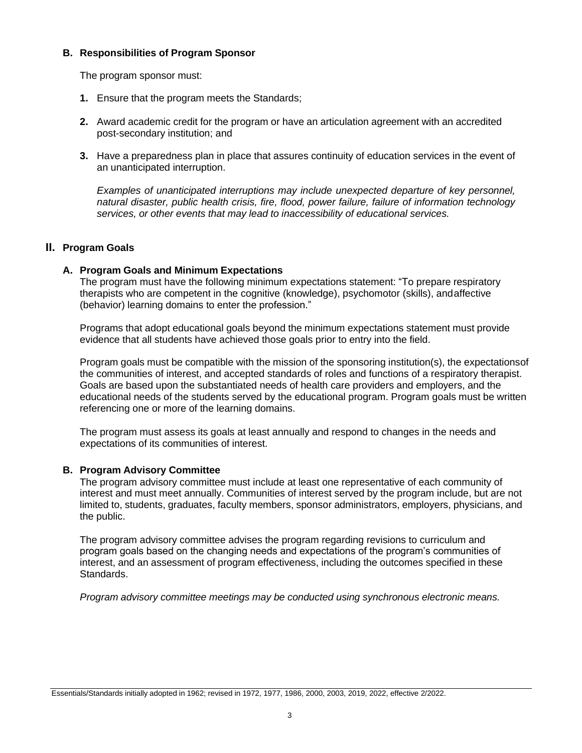### B. Responsibilities of Program Sponsor

The program sponsor must:

1. Ensure that the program meets the Standards;

2. Award academic credit for the program or have an articulation agreement with an accredited post-secondary institution; and

3. Have a preparedness plan in place that assures continuity of education services in the event of an unanticipated interruption.

   *Examples of unanticipated interruptions may include unexpected departure of key personnel, natural disaster, public health crisis, fire, flood, power failure, failure of information technology services, or other events that may lead to inaccessibility of educational services.*

## II. Program Goals

### A. Program Goals and Minimum Expectations

The program must have the following minimum expectations statement: "To prepare respiratory therapists who are competent in the cognitive (knowledge), psychomotor (skills), andaffective (behavior) learning domains to enter the profession."

Programs that adopt educational goals beyond the minimum expectations statement must provide evidence that all students have achieved those goals prior to entry into the field.

Program goals must be compatible with the mission of the sponsoring institution(s), the expectationsof the communities of interest, and accepted standards of roles and functions of a respiratory therapist. Goals are based upon the substantiated needs of health care providers and employers, and the educational needs of the students served by the educational program. Program goals must be written referencing one or more of the learning domains.

The program must assess its goals at least annually and respond to changes in the needs and expectations of its communities of interest.

### B. Program Advisory Committee

The program advisory committee must include at least one representative of each community of interest and must meet annually. Communities of interest served by the program include, but are not limited to, students, graduates, faculty members, sponsor administrators, employers, physicians, and the public.

The program advisory committee advises the program regarding revisions to curriculum and program goals based on the changing needs and expectations of the program's communities of interest, and an assessment of program effectiveness, including the outcomes specified in these Standards.

*Program advisory committee meetings may be conducted using synchronous electronic means.*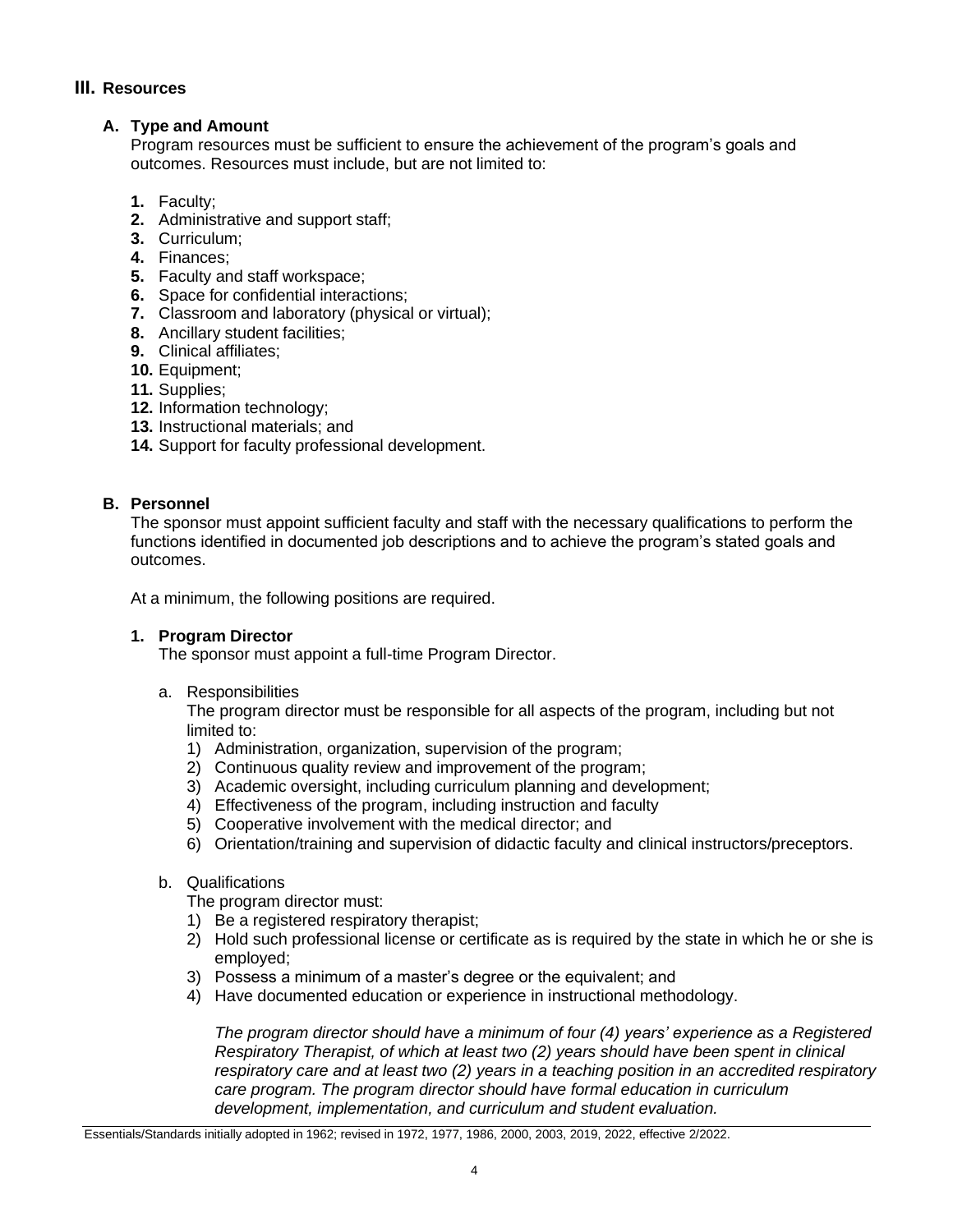## III. Resources

### A. Type and Amount

Program resources must be sufficient to ensure the achievement of the program's goals and outcomes. Resources must include, but are not limited to:

1. Faculty;
2. Administrative and support staff;
3. Curriculum;
4. Finances;
5. Faculty and staff workspace;
6. Space for confidential interactions;
7. Classroom and laboratory (physical or virtual);
8. Ancillary student facilities;
9. Clinical affiliates;
10. Equipment;
11. Supplies;
12. Information technology;
13. Instructional materials; and
14. Support for faculty professional development.

### B. Personnel

The sponsor must appoint sufficient faculty and staff with the necessary qualifications to perform the functions identified in documented job descriptions and to achieve the program's stated goals and outcomes.

At a minimum, the following positions are required.

#### 1. Program Director

The sponsor must appoint a full-time Program Director.

a. Responsibilities

The program director must be responsible for all aspects of the program, including but not limited to:

1) Administration, organization, supervision of the program;
2) Continuous quality review and improvement of the program;
3) Academic oversight, including curriculum planning and development;
4) Effectiveness of the program, including instruction and faculty
5) Cooperative involvement with the medical director; and
6) Orientation/training and supervision of didactic faculty and clinical instructors/preceptors.

b. Qualifications

The program director must:

1) Be a registered respiratory therapist;
2) Hold such professional license or certificate as is required by the state in which he or she is employed;
3) Possess a minimum of a master's degree or the equivalent; and
4) Have documented education or experience in instructional methodology.

*The program director should have a minimum of four (4) years' experience as a Registered Respiratory Therapist, of which at least two (2) years should have been spent in clinical respiratory care and at least two (2) years in a teaching position in an accredited respiratory care program. The program director should have formal education in curriculum development, implementation, and curriculum and student evaluation.*

Essentials/Standards initially adopted in 1962; revised in 1972, 1977, 1986, 2000, 2003, 2019, 2022, effective 2/2022.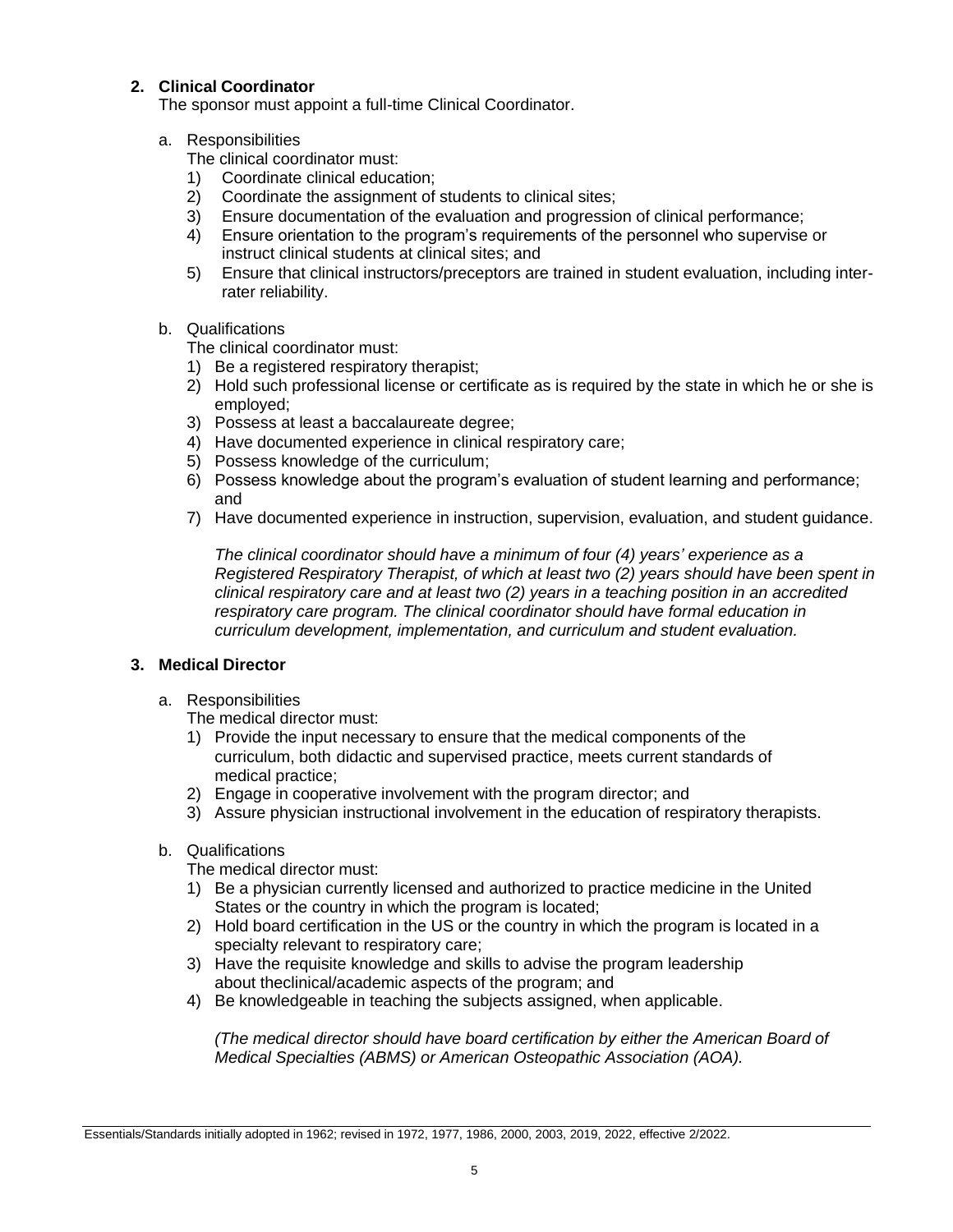**2. Clinical Coordinator**

The sponsor must appoint a full-time Clinical Coordinator.

a. Responsibilities

The clinical coordinator must:

1) Coordinate clinical education;
2) Coordinate the assignment of students to clinical sites;
3) Ensure documentation of the evaluation and progression of clinical performance;
4) Ensure orientation to the program's requirements of the personnel who supervise or instruct clinical students at clinical sites; and
5) Ensure that clinical instructors/preceptors are trained in student evaluation, including inter-rater reliability.

b. Qualifications

The clinical coordinator must:

1) Be a registered respiratory therapist;
2) Hold such professional license or certificate as is required by the state in which he or she is employed;
3) Possess at least a baccalaureate degree;
4) Have documented experience in clinical respiratory care;
5) Possess knowledge of the curriculum;
6) Possess knowledge about the program's evaluation of student learning and performance; and
7) Have documented experience in instruction, supervision, evaluation, and student guidance.

*The clinical coordinator should have a minimum of four (4) years' experience as a Registered Respiratory Therapist, of which at least two (2) years should have been spent in clinical respiratory care and at least two (2) years in a teaching position in an accredited respiratory care program. The clinical coordinator should have formal education in curriculum development, implementation, and curriculum and student evaluation.*

**3. Medical Director**

a. Responsibilities

The medical director must:

1) Provide the input necessary to ensure that the medical components of the curriculum, both didactic and supervised practice, meets current standards of medical practice;
2) Engage in cooperative involvement with the program director; and
3) Assure physician instructional involvement in the education of respiratory therapists.

b. Qualifications

The medical director must:

1) Be a physician currently licensed and authorized to practice medicine in the United States or the country in which the program is located;
2) Hold board certification in the US or the country in which the program is located in a specialty relevant to respiratory care;
3) Have the requisite knowledge and skills to advise the program leadership about theclinical/academic aspects of the program; and
4) Be knowledgeable in teaching the subjects assigned, when applicable.

*(The medical director should have board certification by either the American Board of Medical Specialties (ABMS) or American Osteopathic Association (AOA).*

Essentials/Standards initially adopted in 1962; revised in 1972, 1977, 1986, 2000, 2003, 2019, 2022, effective 2/2022.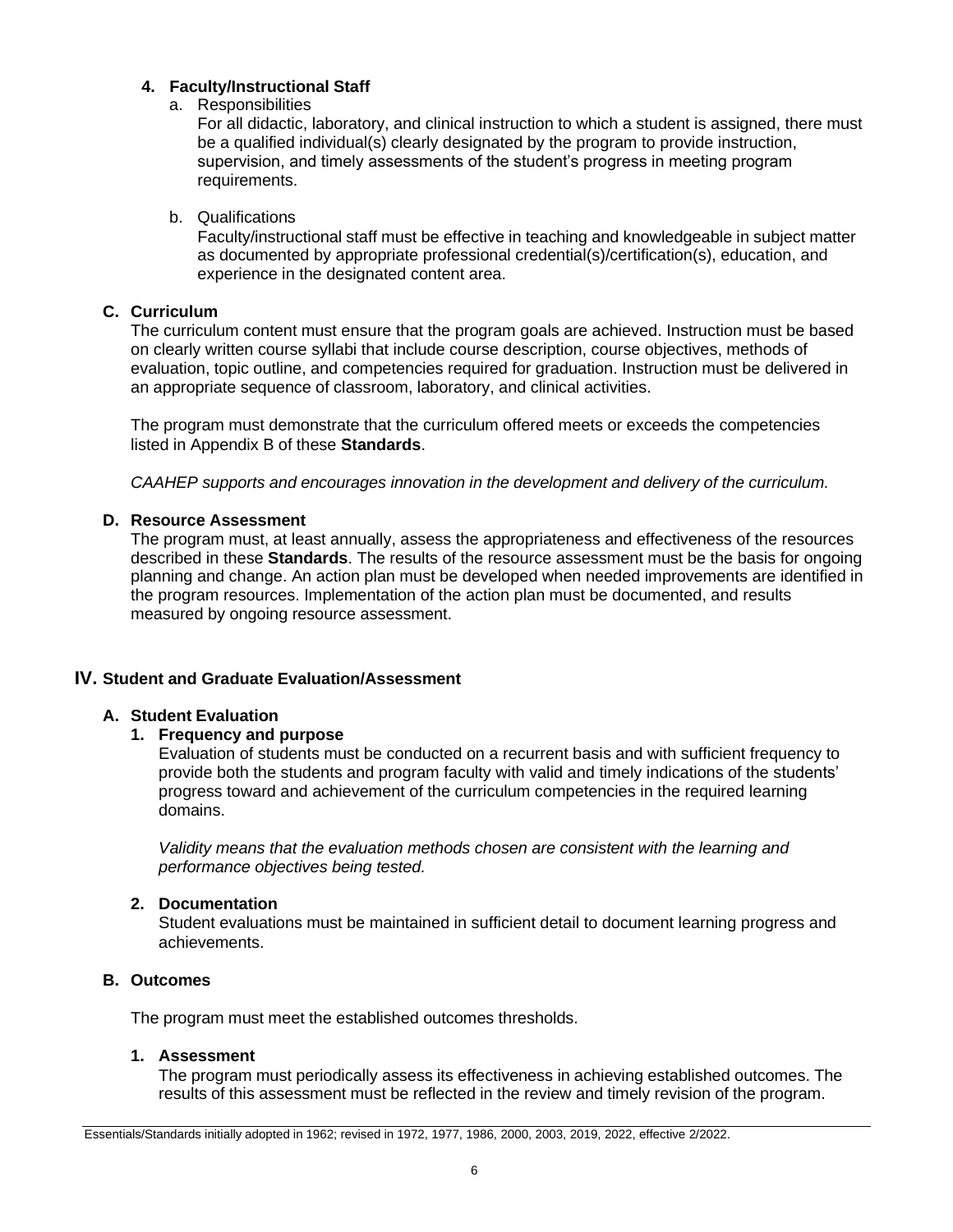#### 4. Faculty/Instructional Staff

a. Responsibilities

For all didactic, laboratory, and clinical instruction to which a student is assigned, there must be a qualified individual(s) clearly designated by the program to provide instruction, supervision, and timely assessments of the student's progress in meeting program requirements.

b. Qualifications

Faculty/instructional staff must be effective in teaching and knowledgeable in subject matter as documented by appropriate professional credential(s)/certification(s), education, and experience in the designated content area.

### C. Curriculum

The curriculum content must ensure that the program goals are achieved. Instruction must be based on clearly written course syllabi that include course description, course objectives, methods of evaluation, topic outline, and competencies required for graduation. Instruction must be delivered in an appropriate sequence of classroom, laboratory, and clinical activities.

The program must demonstrate that the curriculum offered meets or exceeds the competencies listed in Appendix B of these **Standards**.

*CAAHEP supports and encourages innovation in the development and delivery of the curriculum.*

### D. Resource Assessment

The program must, at least annually, assess the appropriateness and effectiveness of the resources described in these **Standards**. The results of the resource assessment must be the basis for ongoing planning and change. An action plan must be developed when needed improvements are identified in the program resources. Implementation of the action plan must be documented, and results measured by ongoing resource assessment.

## IV. Student and Graduate Evaluation/Assessment

### A. Student Evaluation

#### 1. Frequency and purpose

Evaluation of students must be conducted on a recurrent basis and with sufficient frequency to provide both the students and program faculty with valid and timely indications of the students' progress toward and achievement of the curriculum competencies in the required learning domains.

*Validity means that the evaluation methods chosen are consistent with the learning and performance objectives being tested.*

#### 2. Documentation

Student evaluations must be maintained in sufficient detail to document learning progress and achievements.

### B. Outcomes

The program must meet the established outcomes thresholds.

#### 1. Assessment

The program must periodically assess its effectiveness in achieving established outcomes. The results of this assessment must be reflected in the review and timely revision of the program.

Essentials/Standards initially adopted in 1962; revised in 1972, 1977, 1986, 2000, 2003, 2019, 2022, effective 2/2022.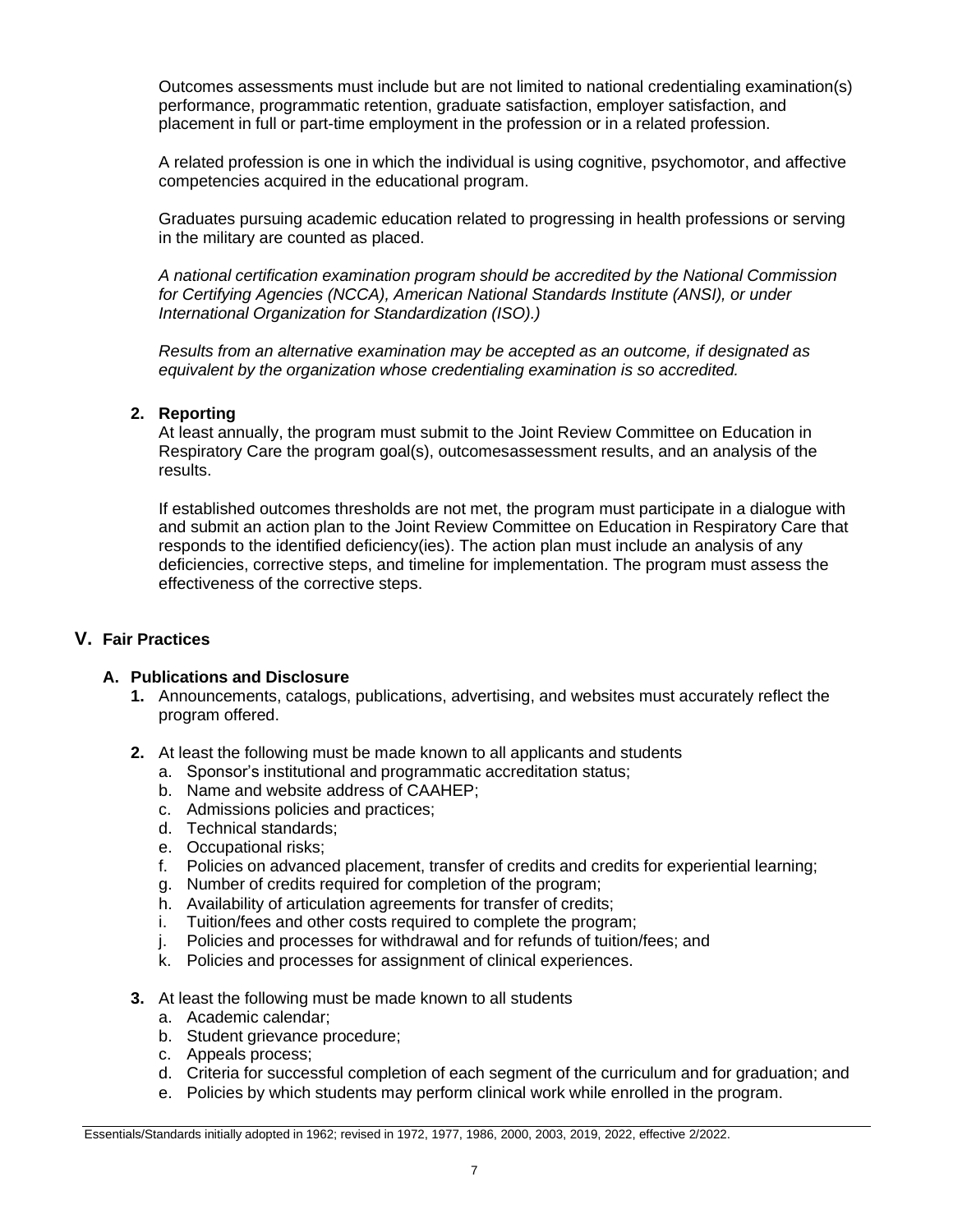Outcomes assessments must include but are not limited to national credentialing examination(s) performance, programmatic retention, graduate satisfaction, employer satisfaction, and placement in full or part-time employment in the profession or in a related profession.

A related profession is one in which the individual is using cognitive, psychomotor, and affective competencies acquired in the educational program.

Graduates pursuing academic education related to progressing in health professions or serving in the military are counted as placed.

*A national certification examination program should be accredited by the National Commission for Certifying Agencies (NCCA), American National Standards Institute (ANSI), or under International Organization for Standardization (ISO).)*

*Results from an alternative examination may be accepted as an outcome, if designated as equivalent by the organization whose credentialing examination is so accredited.*

**2. Reporting**

At least annually, the program must submit to the Joint Review Committee on Education in Respiratory Care the program goal(s), outcomesassessment results, and an analysis of the results.

If established outcomes thresholds are not met, the program must participate in a dialogue with and submit an action plan to the Joint Review Committee on Education in Respiratory Care that responds to the identified deficiency(ies). The action plan must include an analysis of any deficiencies, corrective steps, and timeline for implementation. The program must assess the effectiveness of the corrective steps.

## V. Fair Practices

### A. Publications and Disclosure

**1.** Announcements, catalogs, publications, advertising, and websites must accurately reflect the program offered.

**2.** At least the following must be made known to all applicants and students

a. Sponsor's institutional and programmatic accreditation status;
b. Name and website address of CAAHEP;
c. Admissions policies and practices;
d. Technical standards;
e. Occupational risks;
f. Policies on advanced placement, transfer of credits and credits for experiential learning;
g. Number of credits required for completion of the program;
h. Availability of articulation agreements for transfer of credits;
i. Tuition/fees and other costs required to complete the program;
j. Policies and processes for withdrawal and for refunds of tuition/fees; and
k. Policies and processes for assignment of clinical experiences.

**3.** At least the following must be made known to all students

a. Academic calendar;
b. Student grievance procedure;
c. Appeals process;
d. Criteria for successful completion of each segment of the curriculum and for graduation; and
e. Policies by which students may perform clinical work while enrolled in the program.

Essentials/Standards initially adopted in 1962; revised in 1972, 1977, 1986, 2000, 2003, 2019, 2022, effective 2/2022.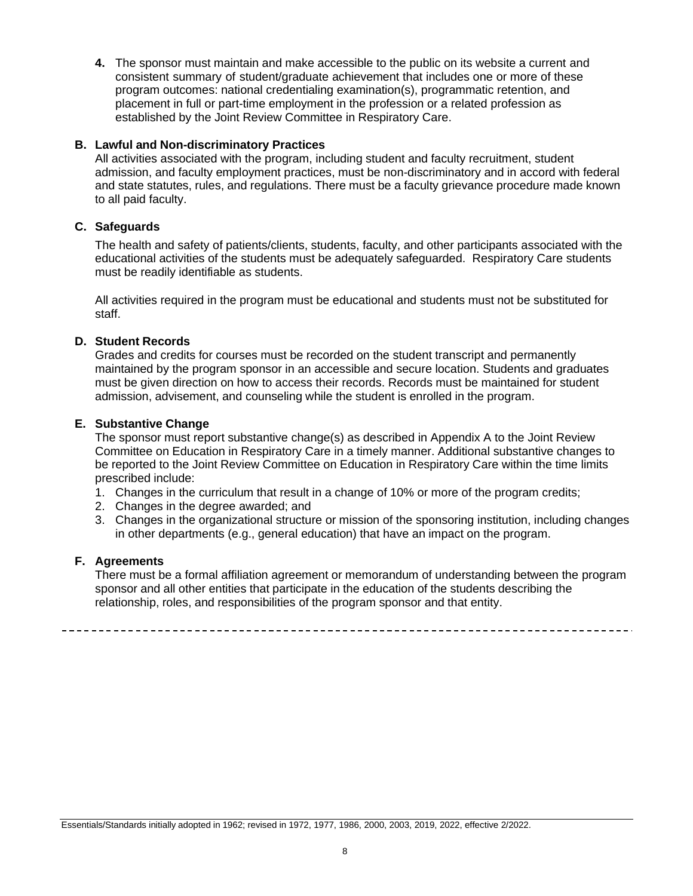4. The sponsor must maintain and make accessible to the public on its website a current and consistent summary of student/graduate achievement that includes one or more of these program outcomes: national credentialing examination(s), programmatic retention, and placement in full or part-time employment in the profession or a related profession as established by the Joint Review Committee in Respiratory Care.

### B. Lawful and Non-discriminatory Practices

All activities associated with the program, including student and faculty recruitment, student admission, and faculty employment practices, must be non-discriminatory and in accord with federal and state statutes, rules, and regulations. There must be a faculty grievance procedure made known to all paid faculty.

### C. Safeguards

The health and safety of patients/clients, students, faculty, and other participants associated with the educational activities of the students must be adequately safeguarded. Respiratory Care students must be readily identifiable as students.

All activities required in the program must be educational and students must not be substituted for staff.

### D. Student Records

Grades and credits for courses must be recorded on the student transcript and permanently maintained by the program sponsor in an accessible and secure location. Students and graduates must be given direction on how to access their records. Records must be maintained for student admission, advisement, and counseling while the student is enrolled in the program.

### E. Substantive Change

The sponsor must report substantive change(s) as described in Appendix A to the Joint Review Committee on Education in Respiratory Care in a timely manner. Additional substantive changes to be reported to the Joint Review Committee on Education in Respiratory Care within the time limits prescribed include:

1. Changes in the curriculum that result in a change of 10% or more of the program credits;
2. Changes in the degree awarded; and
3. Changes in the organizational structure or mission of the sponsoring institution, including changes in other departments (e.g., general education) that have an impact on the program.

### F. Agreements

There must be a formal affiliation agreement or memorandum of understanding between the program sponsor and all other entities that participate in the education of the students describing the relationship, roles, and responsibilities of the program sponsor and that entity.

---

Essentials/Standards initially adopted in 1962; revised in 1972, 1977, 1986, 2000, 2003, 2019, 2022, effective 2/2022.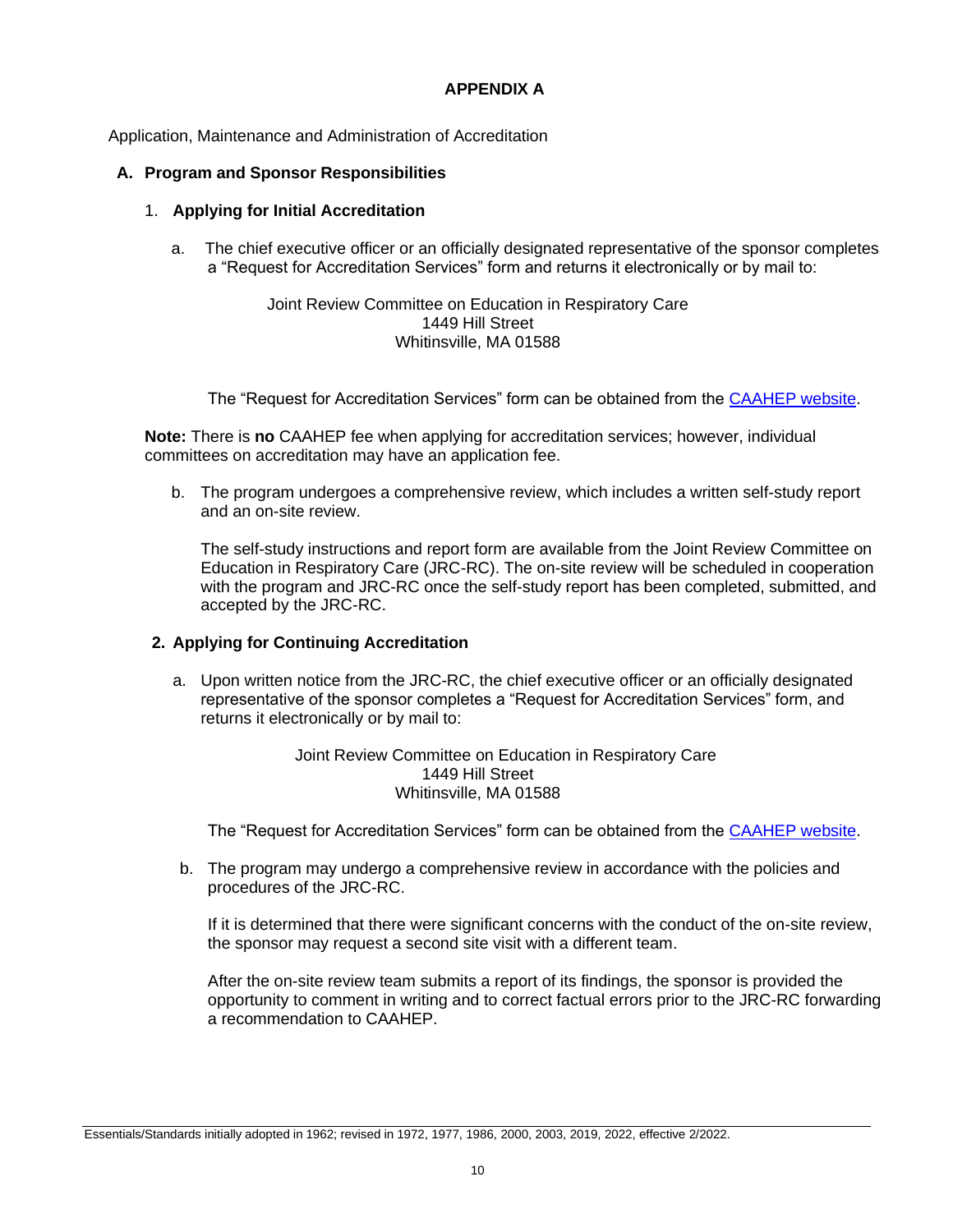**APPENDIX A**

Application, Maintenance and Administration of Accreditation

## A. Program and Sponsor Responsibilities

### 1. Applying for Initial Accreditation

a. The chief executive officer or an officially designated representative of the sponsor completes a "Request for Accreditation Services" form and returns it electronically or by mail to:

Joint Review Committee on Education in Respiratory Care
1449 Hill Street
Whitinsville, MA 01588

The "Request for Accreditation Services" form can be obtained from the CAAHEP website.

**Note:** There is **no** CAAHEP fee when applying for accreditation services; however, individual committees on accreditation may have an application fee.

b. The program undergoes a comprehensive review, which includes a written self-study report and an on-site review.

The self-study instructions and report form are available from the Joint Review Committee on Education in Respiratory Care (JRC-RC). The on-site review will be scheduled in cooperation with the program and JRC-RC once the self-study report has been completed, submitted, and accepted by the JRC-RC.

### 2. Applying for Continuing Accreditation

a. Upon written notice from the JRC-RC, the chief executive officer or an officially designated representative of the sponsor completes a "Request for Accreditation Services" form, and returns it electronically or by mail to:

Joint Review Committee on Education in Respiratory Care
1449 Hill Street
Whitinsville, MA 01588

The "Request for Accreditation Services" form can be obtained from the CAAHEP website.

b. The program may undergo a comprehensive review in accordance with the policies and procedures of the JRC-RC.

If it is determined that there were significant concerns with the conduct of the on-site review, the sponsor may request a second site visit with a different team.

After the on-site review team submits a report of its findings, the sponsor is provided the opportunity to comment in writing and to correct factual errors prior to the JRC-RC forwarding a recommendation to CAAHEP.

Essentials/Standards initially adopted in 1962; revised in 1972, 1977, 1986, 2000, 2003, 2019, 2022, effective 2/2022.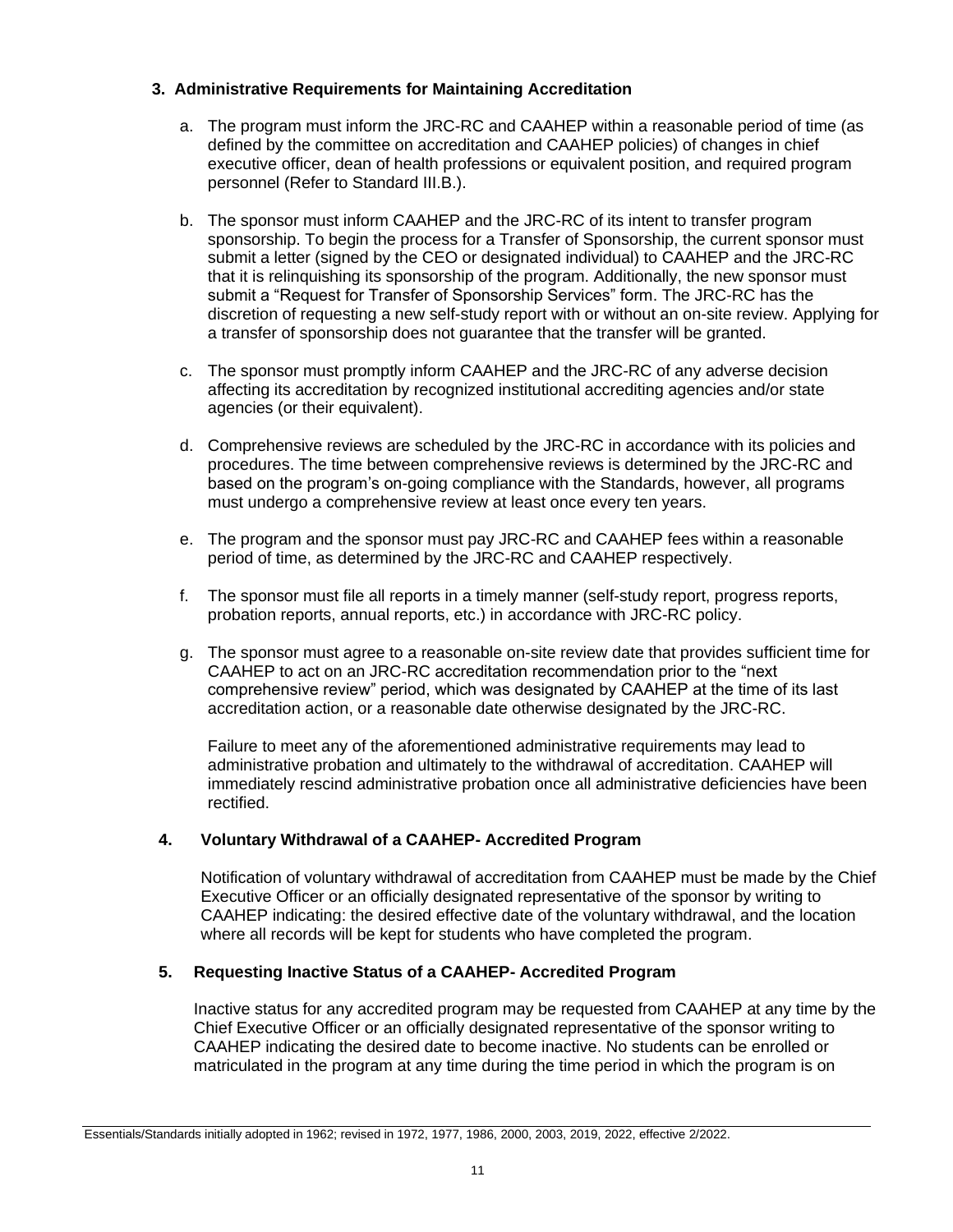### 3. Administrative Requirements for Maintaining Accreditation

a. The program must inform the JRC-RC and CAAHEP within a reasonable period of time (as defined by the committee on accreditation and CAAHEP policies) of changes in chief executive officer, dean of health professions or equivalent position, and required program personnel (Refer to Standard III.B.).

b. The sponsor must inform CAAHEP and the JRC-RC of its intent to transfer program sponsorship. To begin the process for a Transfer of Sponsorship, the current sponsor must submit a letter (signed by the CEO or designated individual) to CAAHEP and the JRC-RC that it is relinquishing its sponsorship of the program. Additionally, the new sponsor must submit a "Request for Transfer of Sponsorship Services" form. The JRC-RC has the discretion of requesting a new self-study report with or without an on-site review. Applying for a transfer of sponsorship does not guarantee that the transfer will be granted.

c. The sponsor must promptly inform CAAHEP and the JRC-RC of any adverse decision affecting its accreditation by recognized institutional accrediting agencies and/or state agencies (or their equivalent).

d. Comprehensive reviews are scheduled by the JRC-RC in accordance with its policies and procedures. The time between comprehensive reviews is determined by the JRC-RC and based on the program's on-going compliance with the Standards, however, all programs must undergo a comprehensive review at least once every ten years.

e. The program and the sponsor must pay JRC-RC and CAAHEP fees within a reasonable period of time, as determined by the JRC-RC and CAAHEP respectively.

f. The sponsor must file all reports in a timely manner (self-study report, progress reports, probation reports, annual reports, etc.) in accordance with JRC-RC policy.

g. The sponsor must agree to a reasonable on-site review date that provides sufficient time for CAAHEP to act on an JRC-RC accreditation recommendation prior to the "next comprehensive review" period, which was designated by CAAHEP at the time of its last accreditation action, or a reasonable date otherwise designated by the JRC-RC.

Failure to meet any of the aforementioned administrative requirements may lead to administrative probation and ultimately to the withdrawal of accreditation. CAAHEP will immediately rescind administrative probation once all administrative deficiencies have been rectified.

### 4. Voluntary Withdrawal of a CAAHEP- Accredited Program

Notification of voluntary withdrawal of accreditation from CAAHEP must be made by the Chief Executive Officer or an officially designated representative of the sponsor by writing to CAAHEP indicating: the desired effective date of the voluntary withdrawal, and the location where all records will be kept for students who have completed the program.

### 5. Requesting Inactive Status of a CAAHEP- Accredited Program

Inactive status for any accredited program may be requested from CAAHEP at any time by the Chief Executive Officer or an officially designated representative of the sponsor writing to CAAHEP indicating the desired date to become inactive. No students can be enrolled or matriculated in the program at any time during the time period in which the program is on

Essentials/Standards initially adopted in 1962; revised in 1972, 1977, 1986, 2000, 2003, 2019, 2022, effective 2/2022.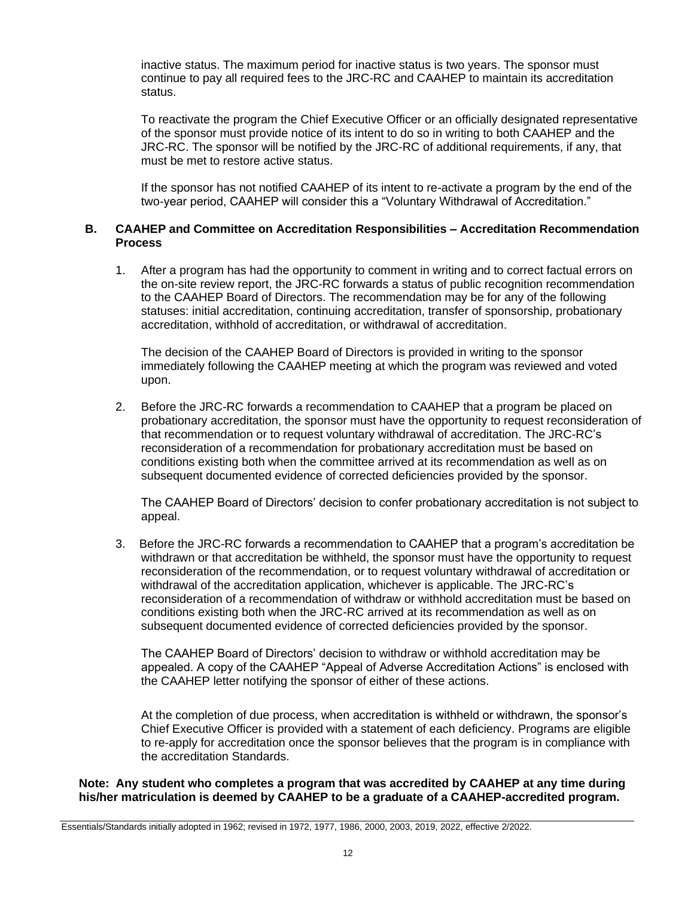inactive status. The maximum period for inactive status is two years. The sponsor must continue to pay all required fees to the JRC-RC and CAAHEP to maintain its accreditation status.

To reactivate the program the Chief Executive Officer or an officially designated representative of the sponsor must provide notice of its intent to do so in writing to both CAAHEP and the JRC-RC. The sponsor will be notified by the JRC-RC of additional requirements, if any, that must be met to restore active status.

If the sponsor has not notified CAAHEP of its intent to re-activate a program by the end of the two-year period, CAAHEP will consider this a "Voluntary Withdrawal of Accreditation."

## B. CAAHEP and Committee on Accreditation Responsibilities – Accreditation Recommendation Process

1. After a program has had the opportunity to comment in writing and to correct factual errors on the on-site review report, the JRC-RC forwards a status of public recognition recommendation to the CAAHEP Board of Directors. The recommendation may be for any of the following statuses: initial accreditation, continuing accreditation, transfer of sponsorship, probationary accreditation, withhold of accreditation, or withdrawal of accreditation.

   The decision of the CAAHEP Board of Directors is provided in writing to the sponsor immediately following the CAAHEP meeting at which the program was reviewed and voted upon.

2. Before the JRC-RC forwards a recommendation to CAAHEP that a program be placed on probationary accreditation, the sponsor must have the opportunity to request reconsideration of that recommendation or to request voluntary withdrawal of accreditation. The JRC-RC's reconsideration of a recommendation for probationary accreditation must be based on conditions existing both when the committee arrived at its recommendation as well as on subsequent documented evidence of corrected deficiencies provided by the sponsor.

   The CAAHEP Board of Directors' decision to confer probationary accreditation is not subject to appeal.

3. Before the JRC-RC forwards a recommendation to CAAHEP that a program's accreditation be withdrawn or that accreditation be withheld, the sponsor must have the opportunity to request reconsideration of the recommendation, or to request voluntary withdrawal of accreditation or withdrawal of the accreditation application, whichever is applicable. The JRC-RC's reconsideration of a recommendation of withdraw or withhold accreditation must be based on conditions existing both when the JRC-RC arrived at its recommendation as well as on subsequent documented evidence of corrected deficiencies provided by the sponsor.

   The CAAHEP Board of Directors' decision to withdraw or withhold accreditation may be appealed. A copy of the CAAHEP "Appeal of Adverse Accreditation Actions" is enclosed with the CAAHEP letter notifying the sponsor of either of these actions.

   At the completion of due process, when accreditation is withheld or withdrawn, the sponsor's Chief Executive Officer is provided with a statement of each deficiency. Programs are eligible to re-apply for accreditation once the sponsor believes that the program is in compliance with the accreditation Standards.

**Note: Any student who completes a program that was accredited by CAAHEP at any time during his/her matriculation is deemed by CAAHEP to be a graduate of a CAAHEP-accredited program.**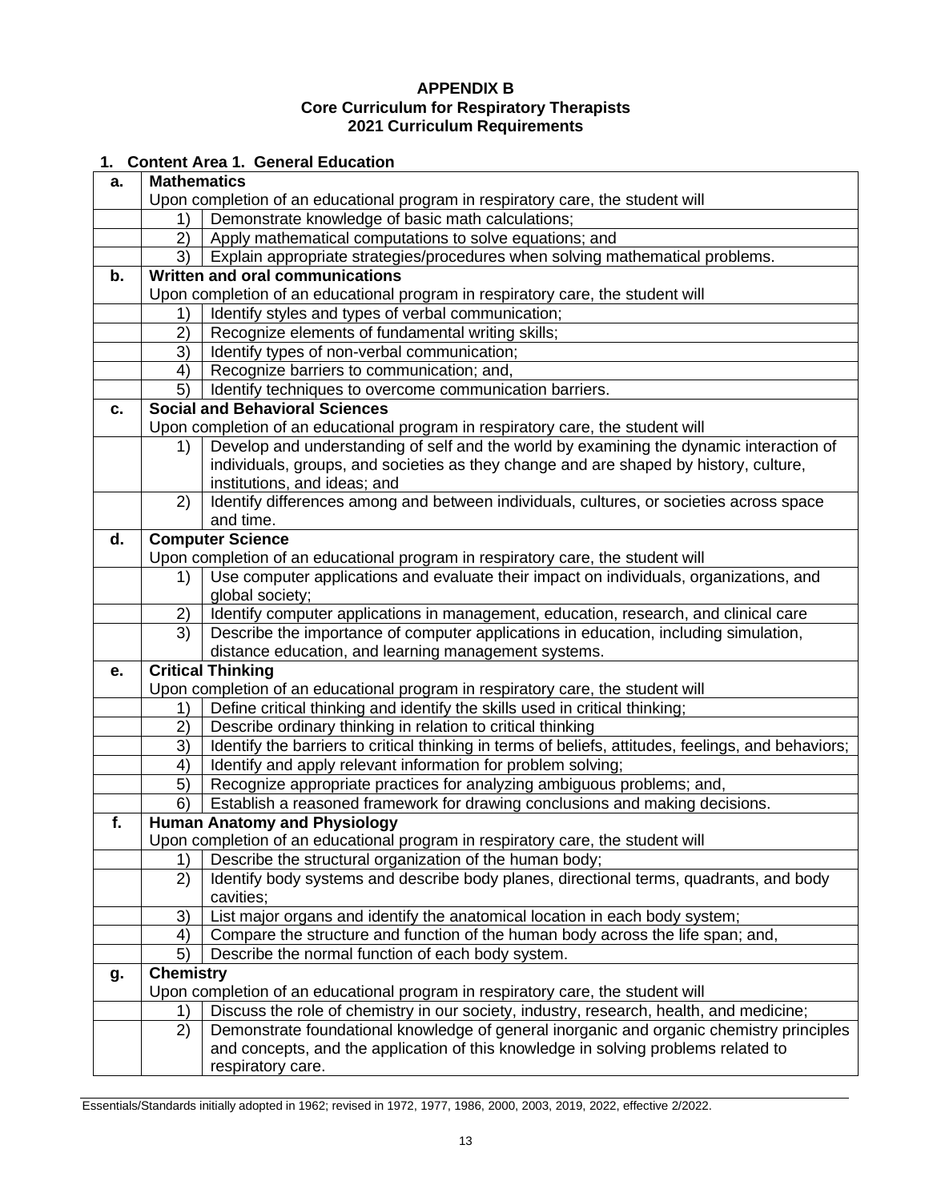**APPENDIX B**
**Core Curriculum for Respiratory Therapists**
**2021 Curriculum Requirements**

**1. Content Area 1. General Education**

| | | |
|---|---|---|
| **a.** | **Mathematics** | |
| | Upon completion of an educational program in respiratory care, the student will | |
| | 1) | Demonstrate knowledge of basic math calculations; |
| | 2) | Apply mathematical computations to solve equations; and |
| | 3) | Explain appropriate strategies/procedures when solving mathematical problems. |
| **b.** | **Written and oral communications** | |
| | Upon completion of an educational program in respiratory care, the student will | |
| | 1) | Identify styles and types of verbal communication; |
| | 2) | Recognize elements of fundamental writing skills; |
| | 3) | Identify types of non-verbal communication; |
| | 4) | Recognize barriers to communication; and, |
| | 5) | Identify techniques to overcome communication barriers. |
| **c.** | **Social and Behavioral Sciences** | |
| | Upon completion of an educational program in respiratory care, the student will | |
| | 1) | Develop and understanding of self and the world by examining the dynamic interaction of individuals, groups, and societies as they change and are shaped by history, culture, institutions, and ideas; and |
| | 2) | Identify differences among and between individuals, cultures, or societies across space and time. |
| **d.** | **Computer Science** | |
| | Upon completion of an educational program in respiratory care, the student will | |
| | 1) | Use computer applications and evaluate their impact on individuals, organizations, and global society; |
| | 2) | Identify computer applications in management, education, research, and clinical care |
| | 3) | Describe the importance of computer applications in education, including simulation, distance education, and learning management systems. |
| **e.** | **Critical Thinking** | |
| | Upon completion of an educational program in respiratory care, the student will | |
| | 1) | Define critical thinking and identify the skills used in critical thinking; |
| | 2) | Describe ordinary thinking in relation to critical thinking |
| | 3) | Identify the barriers to critical thinking in terms of beliefs, attitudes, feelings, and behaviors; |
| | 4) | Identify and apply relevant information for problem solving; |
| | 5) | Recognize appropriate practices for analyzing ambiguous problems; and, |
| | 6) | Establish a reasoned framework for drawing conclusions and making decisions. |
| **f.** | **Human Anatomy and Physiology** | |
| | Upon completion of an educational program in respiratory care, the student will | |
| | 1) | Describe the structural organization of the human body; |
| | 2) | Identify body systems and describe body planes, directional terms, quadrants, and body cavities; |
| | 3) | List major organs and identify the anatomical location in each body system; |
| | 4) | Compare the structure and function of the human body across the life span; and, |
| | 5) | Describe the normal function of each body system. |
| **g.** | **Chemistry** | |
| | Upon completion of an educational program in respiratory care, the student will | |
| | 1) | Discuss the role of chemistry in our society, industry, research, health, and medicine; |
| | 2) | Demonstrate foundational knowledge of general inorganic and organic chemistry principles and concepts, and the application of this knowledge in solving problems related to respiratory care. |

Essentials/Standards initially adopted in 1962; revised in 1972, 1977, 1986, 2000, 2003, 2019, 2022, effective 2/2022.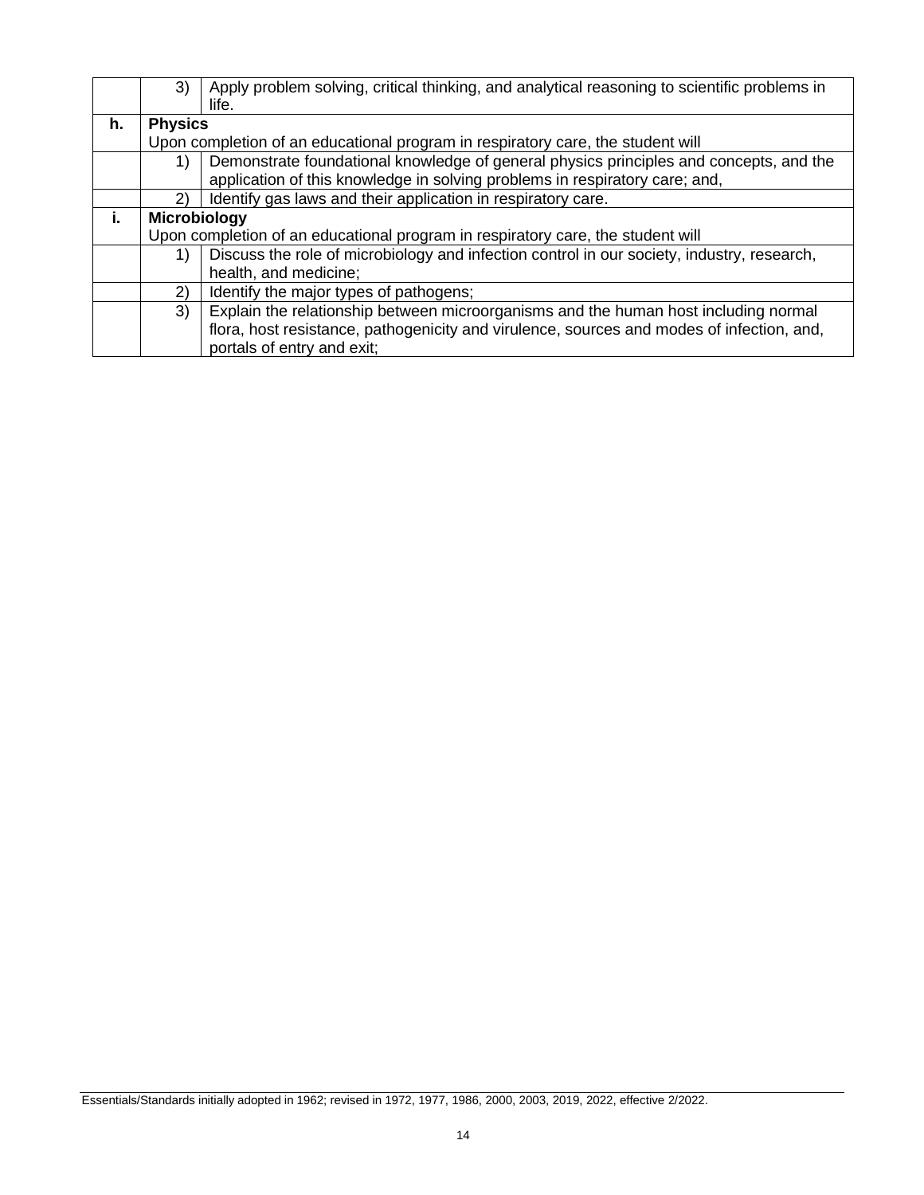| | | |
|---|---|---|
| | 3) | Apply problem solving, critical thinking, and analytical reasoning to scientific problems in life. |
| **h.** | **Physics** Upon completion of an educational program in respiratory care, the student will | |
| | 1) | Demonstrate foundational knowledge of general physics principles and concepts, and the application of this knowledge in solving problems in respiratory care; and, |
| | 2) | Identify gas laws and their application in respiratory care. |
| **i.** | **Microbiology** Upon completion of an educational program in respiratory care, the student will | |
| | 1) | Discuss the role of microbiology and infection control in our society, industry, research, health, and medicine; |
| | 2) | Identify the major types of pathogens; |
| | 3) | Explain the relationship between microorganisms and the human host including normal flora, host resistance, pathogenicity and virulence, sources and modes of infection, and, portals of entry and exit; |

Essentials/Standards initially adopted in 1962; revised in 1972, 1977, 1986, 2000, 2003, 2019, 2022, effective 2/2022.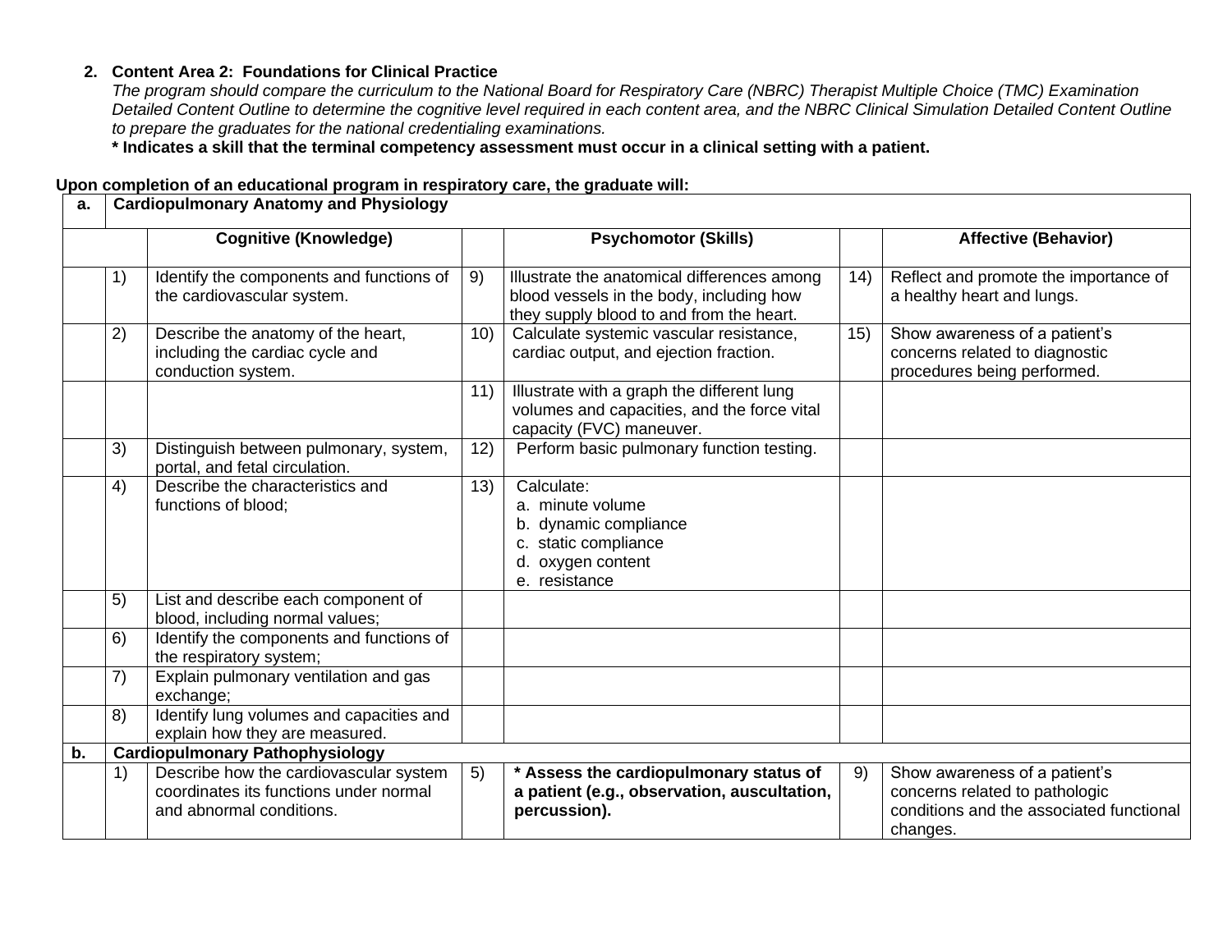2. **Content Area 2: Foundations for Clinical Practice**

   *The program should compare the curriculum to the National Board for Respiratory Care (NBRC) Therapist Multiple Choice (TMC) Examination Detailed Content Outline to determine the cognitive level required in each content area, and the NBRC Clinical Simulation Detailed Content Outline to prepare the graduates for the national credentialing examinations.*

   **\* Indicates a skill that the terminal competency assessment must occur in a clinical setting with a patient.**

**Upon completion of an educational program in respiratory care, the graduate will:**

| | | | | | | |
|---|---|---|---|---|---|---|
| **a.** | **Cardiopulmonary Anatomy and Physiology** | | | | | |
| | **Cognitive (Knowledge)** | | **Psychomotor (Skills)** | | **Affective (Behavior)** | |
| 1) | Identify the components and functions of the cardiovascular system. | 9) | Illustrate the anatomical differences among blood vessels in the body, including how they supply blood to and from the heart. | 14) | Reflect and promote the importance of a healthy heart and lungs. | |
| 2) | Describe the anatomy of the heart, including the cardiac cycle and conduction system. | 10) | Calculate systemic vascular resistance, cardiac output, and ejection fraction. | 15) | Show awareness of a patient's concerns related to diagnostic procedures being performed. | |
| | | 11) | Illustrate with a graph the different lung volumes and capacities, and the force vital capacity (FVC) maneuver. | | | |
| 3) | Distinguish between pulmonary, system, portal, and fetal circulation. | 12) | Perform basic pulmonary function testing. | | | |
| 4) | Describe the characteristics and functions of blood; | 13) | Calculate:<br>a. minute volume<br>b. dynamic compliance<br>c. static compliance<br>d. oxygen content<br>e. resistance | | | |
| 5) | List and describe each component of blood, including normal values; | | | | | |
| 6) | Identify the components and functions of the respiratory system; | | | | | |
| 7) | Explain pulmonary ventilation and gas exchange; | | | | | |
| 8) | Identify lung volumes and capacities and explain how they are measured. | | | | | |
| **b.** | **Cardiopulmonary Pathophysiology** | | | | | |
| 1) | Describe how the cardiovascular system coordinates its functions under normal and abnormal conditions. | 5) | **\* Assess the cardiopulmonary status of a patient (e.g., observation, auscultation, percussion).** | 9) | Show awareness of a patient's concerns related to pathologic conditions and the associated functional changes. | |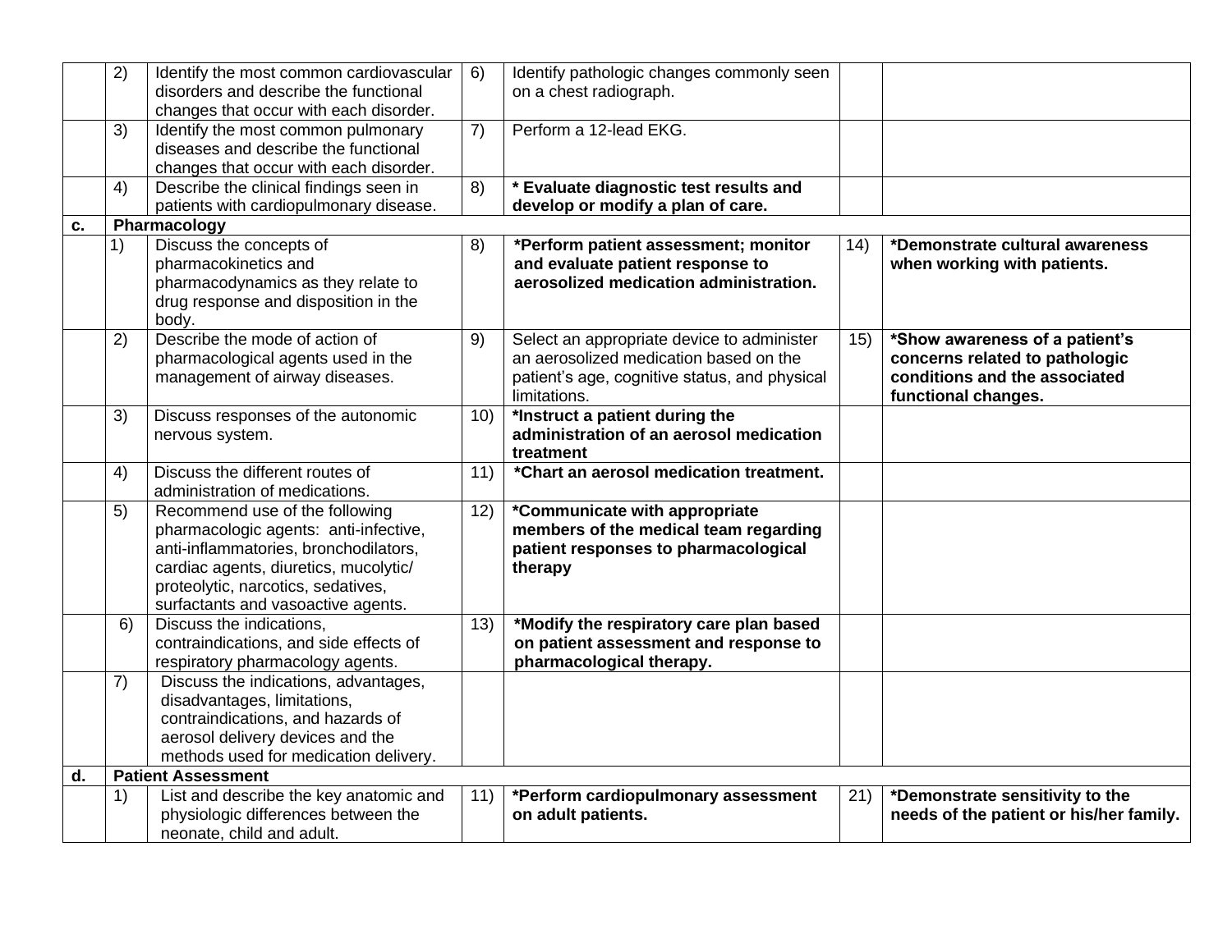| | | | | | | |
|---|---|---|---|---|---|---|
| | 2) | Identify the most common cardiovascular disorders and describe the functional changes that occur with each disorder. | 6) | Identify pathologic changes commonly seen on a chest radiograph. | | |
| | 3) | Identify the most common pulmonary diseases and describe the functional changes that occur with each disorder. | 7) | Perform a 12-lead EKG. | | |
| | 4) | Describe the clinical findings seen in patients with cardiopulmonary disease. | 8) | **\* Evaluate diagnostic test results and develop or modify a plan of care.** | | |
| **c.** | **Pharmacology** | | | | | |
| | 1) | Discuss the concepts of pharmacokinetics and pharmacodynamics as they relate to drug response and disposition in the body. | 8) | **\*Perform patient assessment; monitor and evaluate patient response to aerosolized medication administration.** | 14) | **\*Demonstrate cultural awareness when working with patients.** |
| | 2) | Describe the mode of action of pharmacological agents used in the management of airway diseases. | 9) | Select an appropriate device to administer an aerosolized medication based on the patient's age, cognitive status, and physical limitations. | 15) | **\*Show awareness of a patient's concerns related to pathologic conditions and the associated functional changes.** |
| | 3) | Discuss responses of the autonomic nervous system. | 10) | **\*Instruct a patient during the administration of an aerosol medication treatment** | | |
| | 4) | Discuss the different routes of administration of medications. | 11) | **\*Chart an aerosol medication treatment.** | | |
| | 5) | Recommend use of the following pharmacologic agents: anti-infective, anti-inflammatories, bronchodilators, cardiac agents, diuretics, mucolytic/ proteolytic, narcotics, sedatives, surfactants and vasoactive agents. | 12) | **\*Communicate with appropriate members of the medical team regarding patient responses to pharmacological therapy** | | |
| | 6) | Discuss the indications, contraindications, and side effects of respiratory pharmacology agents. | 13) | **\*Modify the respiratory care plan based on patient assessment and response to pharmacological therapy.** | | |
| | 7) | Discuss the indications, advantages, disadvantages, limitations, contraindications, and hazards of aerosol delivery devices and the methods used for medication delivery. | | | | |
| **d.** | **Patient Assessment** | | | | | |
| | 1) | List and describe the key anatomic and physiologic differences between the neonate, child and adult. | 11) | **\*Perform cardiopulmonary assessment on adult patients.** | 21) | **\*Demonstrate sensitivity to the needs of the patient or his/her family.** |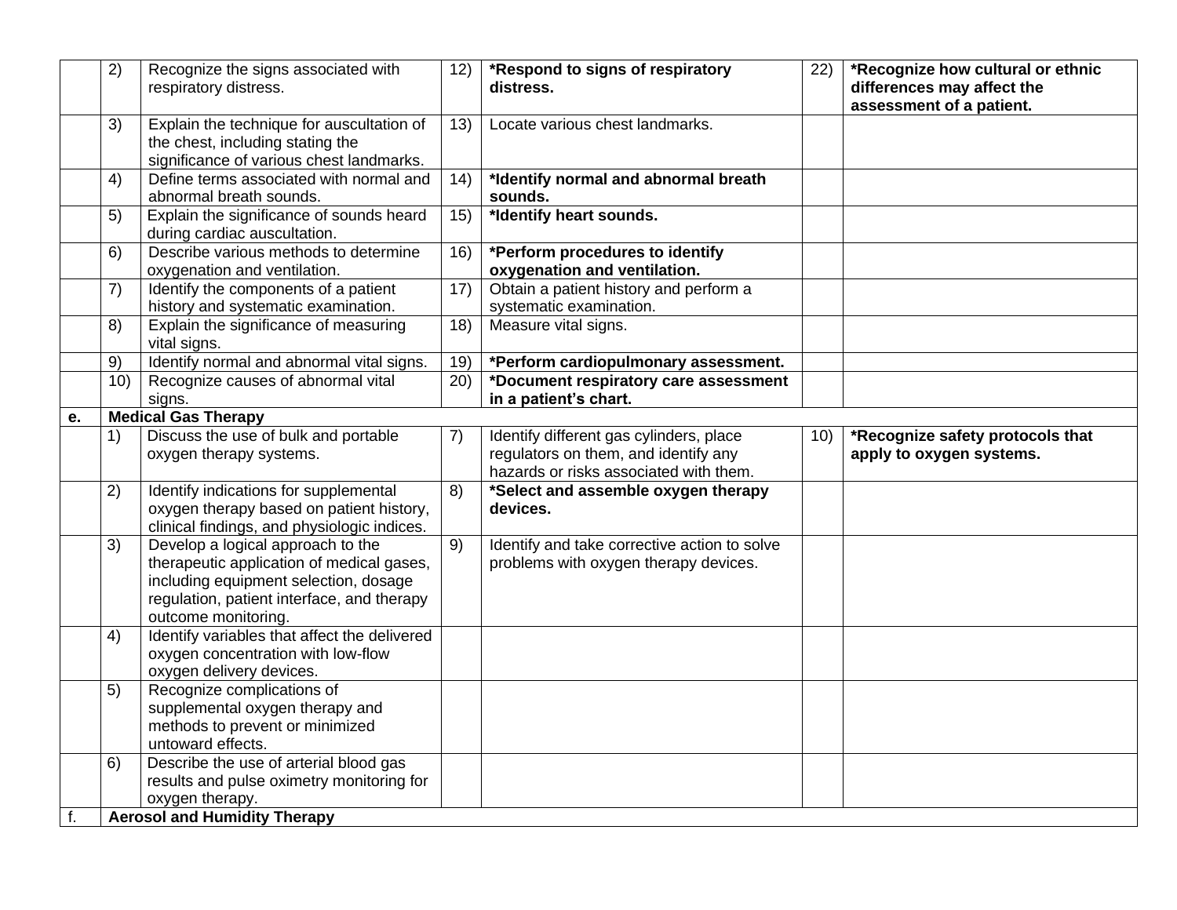| | | | | | | |
|---|---|---|---|---|---|---|
| | 2) | Recognize the signs associated with respiratory distress. | 12) | **\*Respond to signs of respiratory distress.** | 22) | **\*Recognize how cultural or ethnic differences may affect the assessment of a patient.** |
| | 3) | Explain the technique for auscultation of the chest, including stating the significance of various chest landmarks. | 13) | Locate various chest landmarks. | | |
| | 4) | Define terms associated with normal and abnormal breath sounds. | 14) | **\*Identify normal and abnormal breath sounds.** | | |
| | 5) | Explain the significance of sounds heard during cardiac auscultation. | 15) | **\*Identify heart sounds.** | | |
| | 6) | Describe various methods to determine oxygenation and ventilation. | 16) | **\*Perform procedures to identify oxygenation and ventilation.** | | |
| | 7) | Identify the components of a patient history and systematic examination. | 17) | Obtain a patient history and perform a systematic examination. | | |
| | 8) | Explain the significance of measuring vital signs. | 18) | Measure vital signs. | | |
| | 9) | Identify normal and abnormal vital signs. | 19) | **\*Perform cardiopulmonary assessment.** | | |
| | 10) | Recognize causes of abnormal vital signs. | 20) | **\*Document respiratory care assessment in a patient's chart.** | | |
| **e.** | **Medical Gas Therapy** | | | | | |
| | 1) | Discuss the use of bulk and portable oxygen therapy systems. | 7) | Identify different gas cylinders, place regulators on them, and identify any hazards or risks associated with them. | 10) | **\*Recognize safety protocols that apply to oxygen systems.** |
| | 2) | Identify indications for supplemental oxygen therapy based on patient history, clinical findings, and physiologic indices. | 8) | **\*Select and assemble oxygen therapy devices.** | | |
| | 3) | Develop a logical approach to the therapeutic application of medical gases, including equipment selection, dosage regulation, patient interface, and therapy outcome monitoring. | 9) | Identify and take corrective action to solve problems with oxygen therapy devices. | | |
| | 4) | Identify variables that affect the delivered oxygen concentration with low-flow oxygen delivery devices. | | | | |
| | 5) | Recognize complications of supplemental oxygen therapy and methods to prevent or minimized untoward effects. | | | | |
| | 6) | Describe the use of arterial blood gas results and pulse oximetry monitoring for oxygen therapy. | | | | |
| f. | **Aerosol and Humidity Therapy** | | | | | |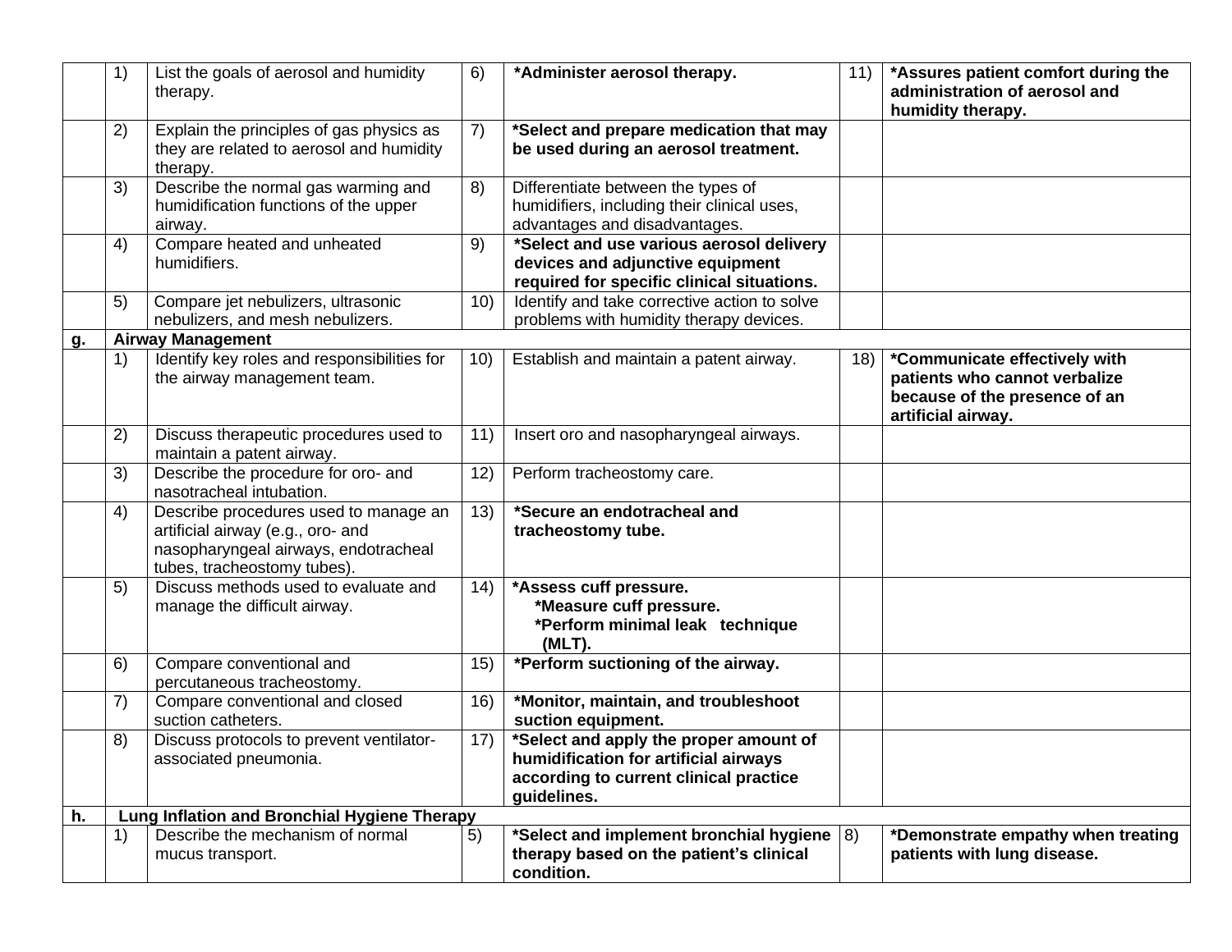| | | | | | | |
|---|---|---|---|---|---|---|
| | 1) | List the goals of aerosol and humidity therapy. | 6) | **\*Administer aerosol therapy.** | 11) | **\*Assures patient comfort during the administration of aerosol and humidity therapy.** |
| | 2) | Explain the principles of gas physics as they are related to aerosol and humidity therapy. | 7) | **\*Select and prepare medication that may be used during an aerosol treatment.** | | |
| | 3) | Describe the normal gas warming and humidification functions of the upper airway. | 8) | Differentiate between the types of humidifiers, including their clinical uses, advantages and disadvantages. | | |
| | 4) | Compare heated and unheated humidifiers. | 9) | **\*Select and use various aerosol delivery devices and adjunctive equipment required for specific clinical situations.** | | |
| | 5) | Compare jet nebulizers, ultrasonic nebulizers, and mesh nebulizers. | 10) | Identify and take corrective action to solve problems with humidity therapy devices. | | |
| **g.** | **Airway Management** | | | | | |
| | 1) | Identify key roles and responsibilities for the airway management team. | 10) | Establish and maintain a patent airway. | 18) | **\*Communicate effectively with patients who cannot verbalize because of the presence of an artificial airway.** |
| | 2) | Discuss therapeutic procedures used to maintain a patent airway. | 11) | Insert oro and nasopharyngeal airways. | | |
| | 3) | Describe the procedure for oro- and nasotracheal intubation. | 12) | Perform tracheostomy care. | | |
| | 4) | Describe procedures used to manage an artificial airway (e.g., oro- and nasopharyngeal airways, endotracheal tubes, tracheostomy tubes). | 13) | **\*Secure an endotracheal and tracheostomy tube.** | | |
| | 5) | Discuss methods used to evaluate and manage the difficult airway. | 14) | **\*Assess cuff pressure.** <br> **\*Measure cuff pressure.** <br> **\*Perform minimal leak technique (MLT).** | | |
| | 6) | Compare conventional and percutaneous tracheostomy. | 15) | **\*Perform suctioning of the airway.** | | |
| | 7) | Compare conventional and closed suction catheters. | 16) | **\*Monitor, maintain, and troubleshoot suction equipment.** | | |
| | 8) | Discuss protocols to prevent ventilator-associated pneumonia. | 17) | **\*Select and apply the proper amount of humidification for artificial airways according to current clinical practice guidelines.** | | |
| **h.** | **Lung Inflation and Bronchial Hygiene Therapy** | | | | | |
| | 1) | Describe the mechanism of normal mucus transport. | 5) | **\*Select and implement bronchial hygiene therapy based on the patient's clinical condition.** | 8) | **\*Demonstrate empathy when treating patients with lung disease.** |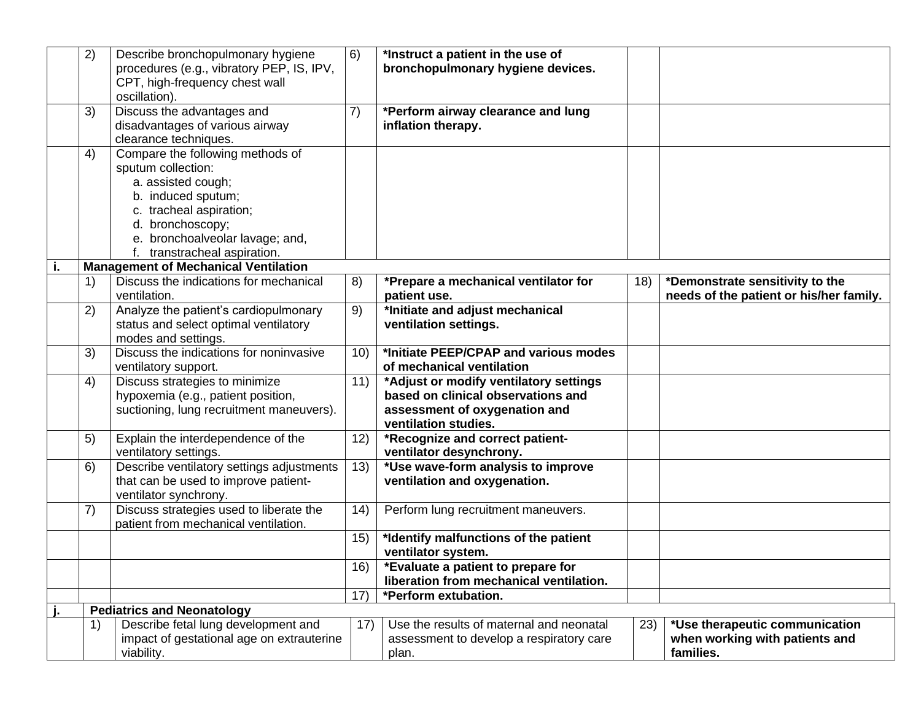| | | | | | | |
|---|---|---|---|---|---|---|
| | 2) | Describe bronchopulmonary hygiene procedures (e.g., vibratory PEP, IS, IPV, CPT, high-frequency chest wall oscillation). | 6) | **\*Instruct a patient in the use of bronchopulmonary hygiene devices.** | | |
| | 3) | Discuss the advantages and disadvantages of various airway clearance techniques. | 7) | **\*Perform airway clearance and lung inflation therapy.** | | |
| | 4) | Compare the following methods of sputum collection:<br>a. assisted cough;<br>b. induced sputum;<br>c. tracheal aspiration;<br>d. bronchoscopy;<br>e. bronchoalveolar lavage; and,<br>f. transtracheal aspiration. | | | | |
| **i.** | **Management of Mechanical Ventilation** | | | | | |
| | 1) | Discuss the indications for mechanical ventilation. | 8) | **\*Prepare a mechanical ventilator for patient use.** | 18) | **\*Demonstrate sensitivity to the needs of the patient or his/her family.** |
| | 2) | Analyze the patient's cardiopulmonary status and select optimal ventilatory modes and settings. | 9) | **\*Initiate and adjust mechanical ventilation settings.** | | |
| | 3) | Discuss the indications for noninvasive ventilatory support. | 10) | **\*Initiate PEEP/CPAP and various modes of mechanical ventilation** | | |
| | 4) | Discuss strategies to minimize hypoxemia (e.g., patient position, suctioning, lung recruitment maneuvers). | 11) | **\*Adjust or modify ventilatory settings based on clinical observations and assessment of oxygenation and ventilation studies.** | | |
| | 5) | Explain the interdependence of the ventilatory settings. | 12) | **\*Recognize and correct patient-ventilator desynchrony.** | | |
| | 6) | Describe ventilatory settings adjustments that can be used to improve patient-ventilator synchrony. | 13) | **\*Use wave-form analysis to improve ventilation and oxygenation.** | | |
| | 7) | Discuss strategies used to liberate the patient from mechanical ventilation. | 14) | Perform lung recruitment maneuvers. | | |
| | | | 15) | **\*Identify malfunctions of the patient ventilator system.** | | |
| | | | 16) | **\*Evaluate a patient to prepare for liberation from mechanical ventilation.** | | |
| | | | 17) | **\*Perform extubation.** | | |
| **j.** | **Pediatrics and Neonatology** | | | | | |
| | 1) | Describe fetal lung development and impact of gestational age on extrauterine viability. | 17) | Use the results of maternal and neonatal assessment to develop a respiratory care plan. | 23) | **\*Use therapeutic communication when working with patients and families.** |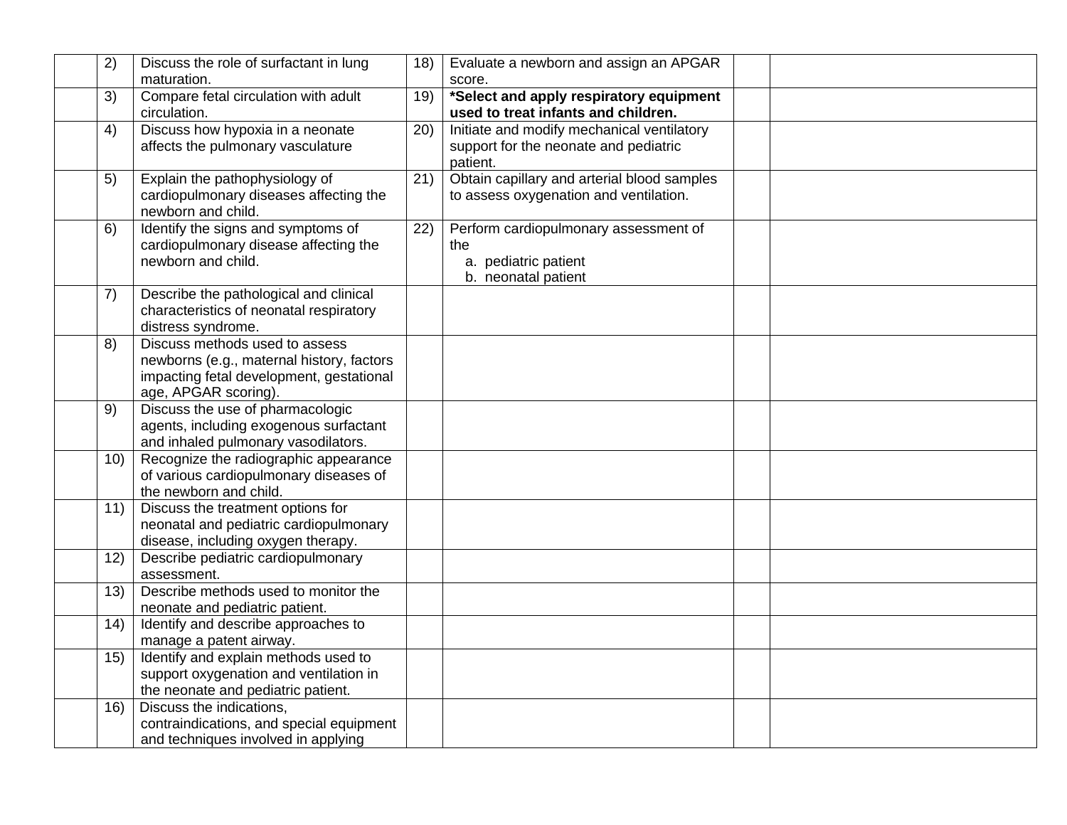| | | | | | | |
|---|---|---|---|---|---|---|
| | 2) | Discuss the role of surfactant in lung maturation. | 18) | Evaluate a newborn and assign an APGAR score. | | |
| | 3) | Compare fetal circulation with adult circulation. | 19) | ***Select and apply respiratory equipment used to treat infants and children.** | | |
| | 4) | Discuss how hypoxia in a neonate affects the pulmonary vasculature | 20) | Initiate and modify mechanical ventilatory support for the neonate and pediatric patient. | | |
| | 5) | Explain the pathophysiology of cardiopulmonary diseases affecting the newborn and child. | 21) | Obtain capillary and arterial blood samples to assess oxygenation and ventilation. | | |
| | 6) | Identify the signs and symptoms of cardiopulmonary disease affecting the newborn and child. | 22) | Perform cardiopulmonary assessment of the<br>a. pediatric patient<br>b. neonatal patient | | |
| | 7) | Describe the pathological and clinical characteristics of neonatal respiratory distress syndrome. | | | | |
| | 8) | Discuss methods used to assess newborns (e.g., maternal history, factors impacting fetal development, gestational age, APGAR scoring). | | | | |
| | 9) | Discuss the use of pharmacologic agents, including exogenous surfactant and inhaled pulmonary vasodilators. | | | | |
| | 10) | Recognize the radiographic appearance of various cardiopulmonary diseases of the newborn and child. | | | | |
| | 11) | Discuss the treatment options for neonatal and pediatric cardiopulmonary disease, including oxygen therapy. | | | | |
| | 12) | Describe pediatric cardiopulmonary assessment. | | | | |
| | 13) | Describe methods used to monitor the neonate and pediatric patient. | | | | |
| | 14) | Identify and describe approaches to manage a patent airway. | | | | |
| | 15) | Identify and explain methods used to support oxygenation and ventilation in the neonate and pediatric patient. | | | | |
| | 16) | Discuss the indications, contraindications, and special equipment and techniques involved in applying | | | | |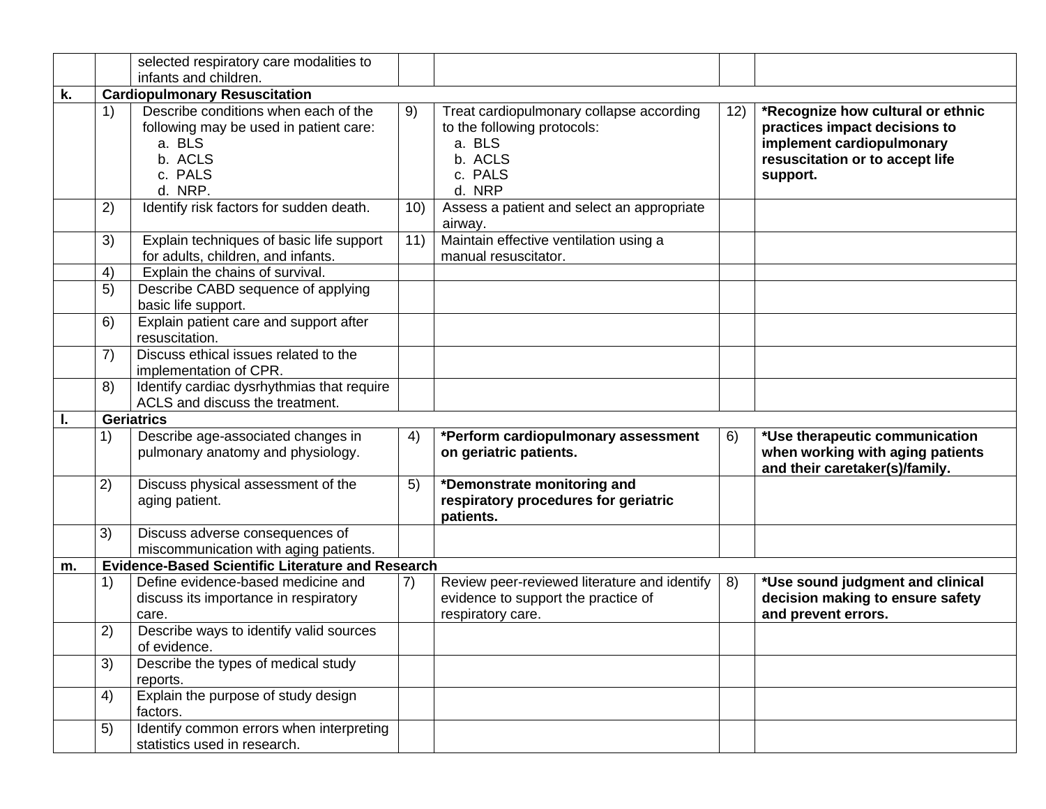| | | | | | | |
|---|---|---|---|---|---|---|
| | | selected respiratory care modalities to infants and children. | | | | |
| **k.** | **Cardiopulmonary Resuscitation** | | | | | |
| | 1) | Describe conditions when each of the following may be used in patient care:<br>a. BLS<br>b. ACLS<br>c. PALS<br>d. NRP. | 9) | Treat cardiopulmonary collapse according to the following protocols:<br>a. BLS<br>b. ACLS<br>c. PALS<br>d. NRP | 12) | ***Recognize how cultural or ethnic practices impact decisions to implement cardiopulmonary resuscitation or to accept life support.** |
| | 2) | Identify risk factors for sudden death. | 10) | Assess a patient and select an appropriate airway. | | |
| | 3) | Explain techniques of basic life support for adults, children, and infants. | 11) | Maintain effective ventilation using a manual resuscitator. | | |
| | 4) | Explain the chains of survival. | | | | |
| | 5) | Describe CABD sequence of applying basic life support. | | | | |
| | 6) | Explain patient care and support after resuscitation. | | | | |
| | 7) | Discuss ethical issues related to the implementation of CPR. | | | | |
| | 8) | Identify cardiac dysrhythmias that require ACLS and discuss the treatment. | | | | |
| **l.** | **Geriatrics** | | | | | |
| | 1) | Describe age-associated changes in pulmonary anatomy and physiology. | 4) | ***Perform cardiopulmonary assessment on geriatric patients.** | 6) | ***Use therapeutic communication when working with aging patients and their caretaker(s)/family.** |
| | 2) | Discuss physical assessment of the aging patient. | 5) | ***Demonstrate monitoring and respiratory procedures for geriatric patients.** | | |
| | 3) | Discuss adverse consequences of miscommunication with aging patients. | | | | |
| **m.** | **Evidence-Based Scientific Literature and Research** | | | | | |
| | 1) | Define evidence-based medicine and discuss its importance in respiratory care. | 7) | Review peer-reviewed literature and identify evidence to support the practice of respiratory care. | 8) | ***Use sound judgment and clinical decision making to ensure safety and prevent errors.** |
| | 2) | Describe ways to identify valid sources of evidence. | | | | |
| | 3) | Describe the types of medical study reports. | | | | |
| | 4) | Explain the purpose of study design factors. | | | | |
| | 5) | Identify common errors when interpreting statistics used in research. | | | | |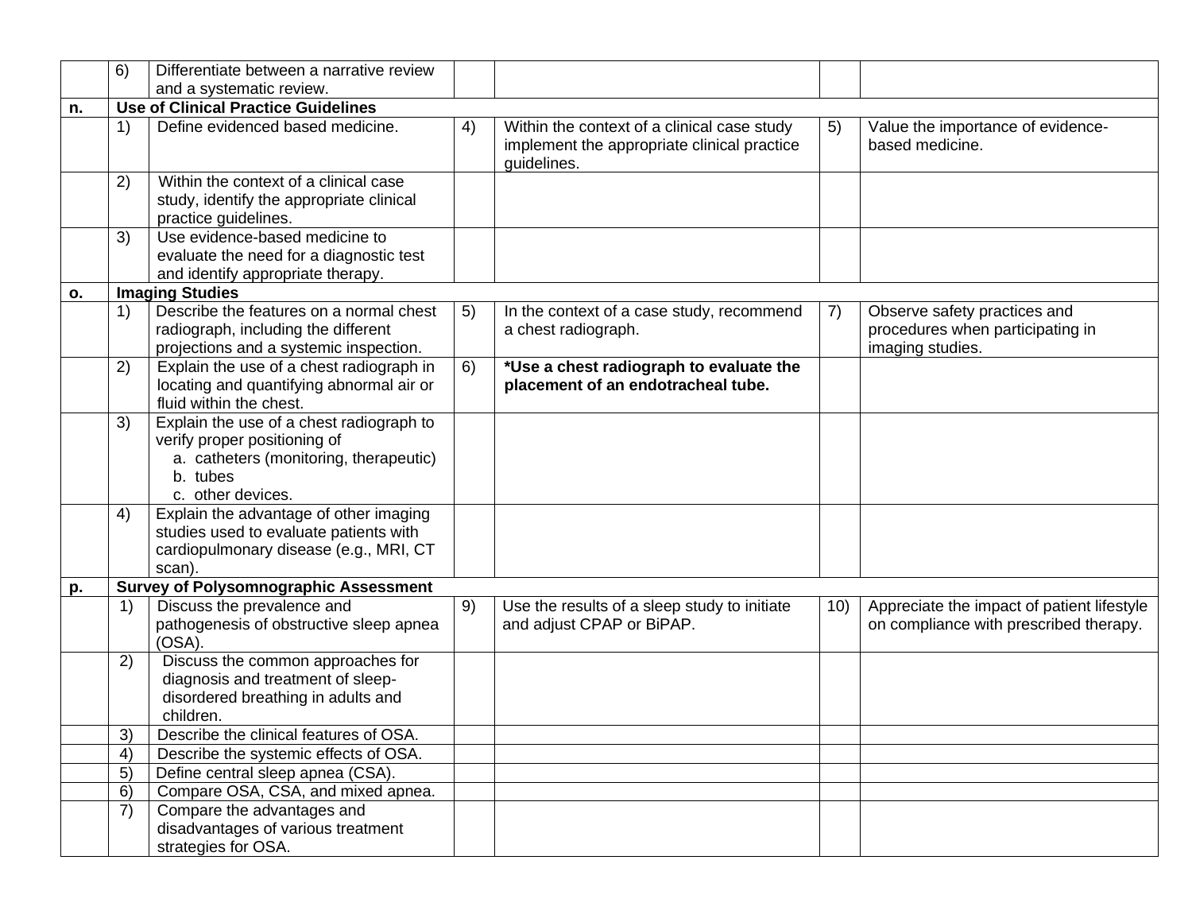| | | | | | | |
|---|---|---|---|---|---|---|
| | 6) | Differentiate between a narrative review and a systematic review. | | | | |
| **n.** | **Use of Clinical Practice Guidelines** | | | | | |
| | 1) | Define evidenced based medicine. | 4) | Within the context of a clinical case study implement the appropriate clinical practice guidelines. | 5) | Value the importance of evidence-based medicine. |
| | 2) | Within the context of a clinical case study, identify the appropriate clinical practice guidelines. | | | | |
| | 3) | Use evidence-based medicine to evaluate the need for a diagnostic test and identify appropriate therapy. | | | | |
| **o.** | **Imaging Studies** | | | | | |
| | 1) | Describe the features on a normal chest radiograph, including the different projections and a systemic inspection. | 5) | In the context of a case study, recommend a chest radiograph. | 7) | Observe safety practices and procedures when participating in imaging studies. |
| | 2) | Explain the use of a chest radiograph in locating and quantifying abnormal air or fluid within the chest. | 6) | ***Use a chest radiograph to evaluate the placement of an endotracheal tube.** | | |
| | 3) | Explain the use of a chest radiograph to verify proper positioning of<br>a. catheters (monitoring, therapeutic)<br>b. tubes<br>c. other devices. | | | | |
| | 4) | Explain the advantage of other imaging studies used to evaluate patients with cardiopulmonary disease (e.g., MRI, CT scan). | | | | |
| **p.** | **Survey of Polysomnographic Assessment** | | | | | |
| | 1) | Discuss the prevalence and pathogenesis of obstructive sleep apnea (OSA). | 9) | Use the results of a sleep study to initiate and adjust CPAP or BiPAP. | 10) | Appreciate the impact of patient lifestyle on compliance with prescribed therapy. |
| | 2) | Discuss the common approaches for diagnosis and treatment of sleep-disordered breathing in adults and children. | | | | |
| | 3) | Describe the clinical features of OSA. | | | | |
| | 4) | Describe the systemic effects of OSA. | | | | |
| | 5) | Define central sleep apnea (CSA). | | | | |
| | 6) | Compare OSA, CSA, and mixed apnea. | | | | |
| | 7) | Compare the advantages and disadvantages of various treatment strategies for OSA. | | | | |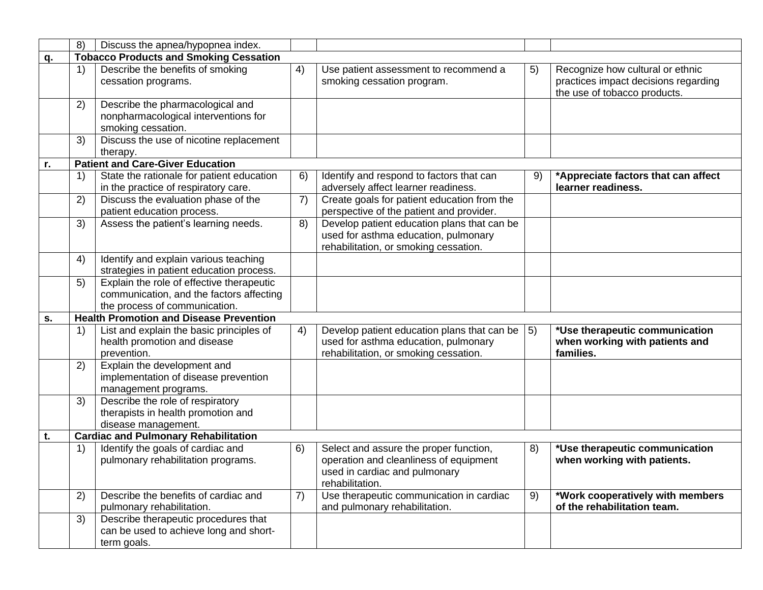| | | | | | | |
|---|---|---|---|---|---|---|
| | 8) | Discuss the apnea/hypopnea index. | | | | |
| **q.** | **Tobacco Products and Smoking Cessation** | | | | | |
| | 1) | Describe the benefits of smoking cessation programs. | 4) | Use patient assessment to recommend a smoking cessation program. | 5) | Recognize how cultural or ethnic practices impact decisions regarding the use of tobacco products. |
| | 2) | Describe the pharmacological and nonpharmacological interventions for smoking cessation. | | | | |
| | 3) | Discuss the use of nicotine replacement therapy. | | | | |
| **r.** | **Patient and Care-Giver Education** | | | | | |
| | 1) | State the rationale for patient education in the practice of respiratory care. | 6) | Identify and respond to factors that can adversely affect learner readiness. | 9) | **\*Appreciate factors that can affect learner readiness.** |
| | 2) | Discuss the evaluation phase of the patient education process. | 7) | Create goals for patient education from the perspective of the patient and provider. | | |
| | 3) | Assess the patient's learning needs. | 8) | Develop patient education plans that can be used for asthma education, pulmonary rehabilitation, or smoking cessation. | | |
| | 4) | Identify and explain various teaching strategies in patient education process. | | | | |
| | 5) | Explain the role of effective therapeutic communication, and the factors affecting the process of communication. | | | | |
| **s.** | **Health Promotion and Disease Prevention** | | | | | |
| | 1) | List and explain the basic principles of health promotion and disease prevention. | 4) | Develop patient education plans that can be used for asthma education, pulmonary rehabilitation, or smoking cessation. | 5) | **\*Use therapeutic communication when working with patients and families.** |
| | 2) | Explain the development and implementation of disease prevention management programs. | | | | |
| | 3) | Describe the role of respiratory therapists in health promotion and disease management. | | | | |
| **t.** | **Cardiac and Pulmonary Rehabilitation** | | | | | |
| | 1) | Identify the goals of cardiac and pulmonary rehabilitation programs. | 6) | Select and assure the proper function, operation and cleanliness of equipment used in cardiac and pulmonary rehabilitation. | 8) | **\*Use therapeutic communication when working with patients.** |
| | 2) | Describe the benefits of cardiac and pulmonary rehabilitation. | 7) | Use therapeutic communication in cardiac and pulmonary rehabilitation. | 9) | **\*Work cooperatively with members of the rehabilitation team.** |
| | 3) | Describe therapeutic procedures that can be used to achieve long and short-term goals. | | | | |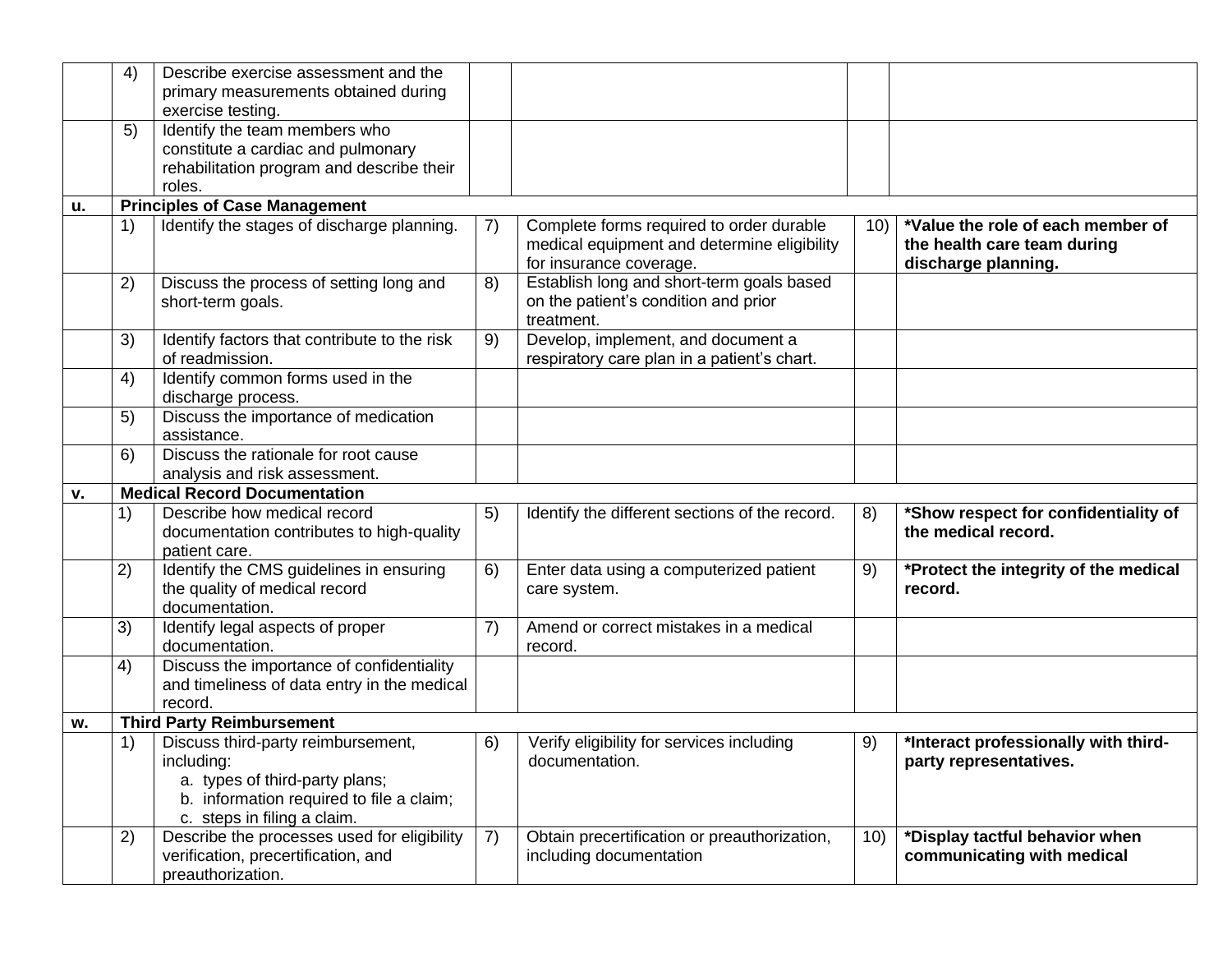| | | | | | | | |
|---|---|---|---|---|---|---|---|
| | 4) | Describe exercise assessment and the primary measurements obtained during exercise testing. | | | | |
| | 5) | Identify the team members who constitute a cardiac and pulmonary rehabilitation program and describe their roles. | | | | |
| **u.** | **Principles of Case Management** | | | | | |
| | 1) | Identify the stages of discharge planning. | 7) | Complete forms required to order durable medical equipment and determine eligibility for insurance coverage. | 10) | ***Value the role of each member of the health care team during discharge planning.** |
| | 2) | Discuss the process of setting long and short-term goals. | 8) | Establish long and short-term goals based on the patient's condition and prior treatment. | | |
| | 3) | Identify factors that contribute to the risk of readmission. | 9) | Develop, implement, and document a respiratory care plan in a patient's chart. | | |
| | 4) | Identify common forms used in the discharge process. | | | | |
| | 5) | Discuss the importance of medication assistance. | | | | |
| | 6) | Discuss the rationale for root cause analysis and risk assessment. | | | | |
| **v.** | **Medical Record Documentation** | | | | | |
| | 1) | Describe how medical record documentation contributes to high-quality patient care. | 5) | Identify the different sections of the record. | 8) | ***Show respect for confidentiality of the medical record.** |
| | 2) | Identify the CMS guidelines in ensuring the quality of medical record documentation. | 6) | Enter data using a computerized patient care system. | 9) | ***Protect the integrity of the medical record.** |
| | 3) | Identify legal aspects of proper documentation. | 7) | Amend or correct mistakes in a medical record. | | |
| | 4) | Discuss the importance of confidentiality and timeliness of data entry in the medical record. | | | | |
| **w.** | **Third Party Reimbursement** | | | | | |
| | 1) | Discuss third-party reimbursement, including:<br>a. types of third-party plans;<br>b. information required to file a claim;<br>c. steps in filing a claim. | 6) | Verify eligibility for services including documentation. | 9) | ***Interact professionally with third-party representatives.** |
| | 2) | Describe the processes used for eligibility verification, precertification, and preauthorization. | 7) | Obtain precertification or preauthorization, including documentation | 10) | ***Display tactful behavior when communicating with medical** |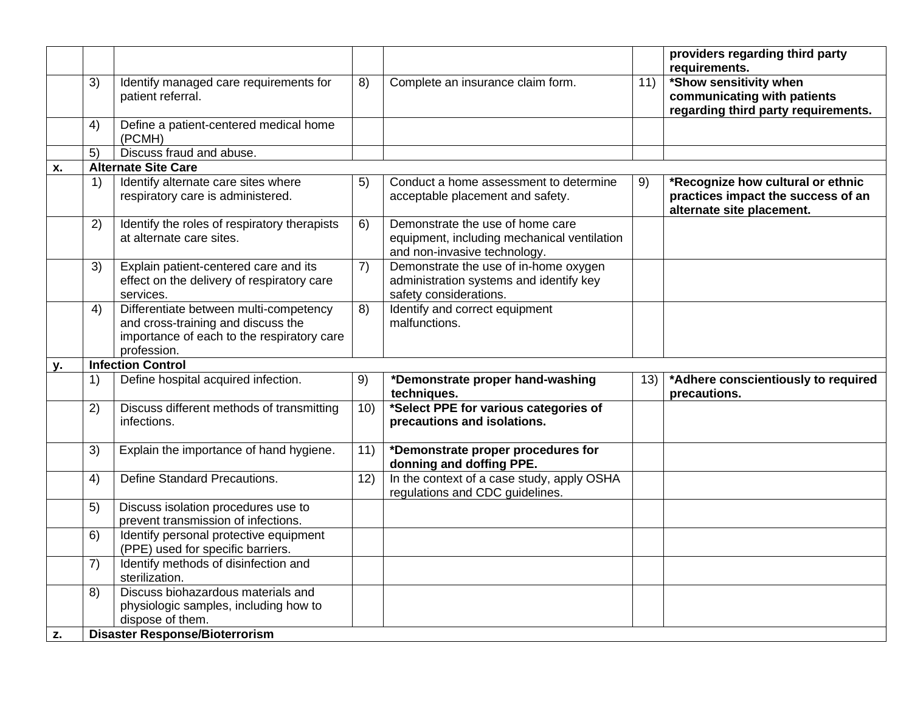| | | | | | | |
|---|---|---|---|---|---|---|
| | | | | | | **providers regarding third party requirements.** |
| | 3) | Identify managed care requirements for patient referral. | 8) | Complete an insurance claim form. | 11) | **\*Show sensitivity when communicating with patients regarding third party requirements.** |
| | 4) | Define a patient-centered medical home (PCMH) | | | | |
| | 5) | Discuss fraud and abuse. | | | | |
| **x.** | **Alternate Site Care** | | | | | |
| | 1) | Identify alternate care sites where respiratory care is administered. | 5) | Conduct a home assessment to determine acceptable placement and safety. | 9) | **\*Recognize how cultural or ethnic practices impact the success of an alternate site placement.** |
| | 2) | Identify the roles of respiratory therapists at alternate care sites. | 6) | Demonstrate the use of home care equipment, including mechanical ventilation and non-invasive technology. | | |
| | 3) | Explain patient-centered care and its effect on the delivery of respiratory care services. | 7) | Demonstrate the use of in-home oxygen administration systems and identify key safety considerations. | | |
| | 4) | Differentiate between multi-competency and cross-training and discuss the importance of each to the respiratory care profession. | 8) | Identify and correct equipment malfunctions. | | |
| **y.** | **Infection Control** | | | | | |
| | 1) | Define hospital acquired infection. | 9) | **\*Demonstrate proper hand-washing techniques.** | 13) | **\*Adhere conscientiously to required precautions.** |
| | 2) | Discuss different methods of transmitting infections. | 10) | **\*Select PPE for various categories of precautions and isolations.** | | |
| | 3) | Explain the importance of hand hygiene. | 11) | **\*Demonstrate proper procedures for donning and doffing PPE.** | | |
| | 4) | Define Standard Precautions. | 12) | In the context of a case study, apply OSHA regulations and CDC guidelines. | | |
| | 5) | Discuss isolation procedures use to prevent transmission of infections. | | | | |
| | 6) | Identify personal protective equipment (PPE) used for specific barriers. | | | | |
| | 7) | Identify methods of disinfection and sterilization. | | | | |
| | 8) | Discuss biohazardous materials and physiologic samples, including how to dispose of them. | | | | |
| **z.** | **Disaster Response/Bioterrorism** | | | | | |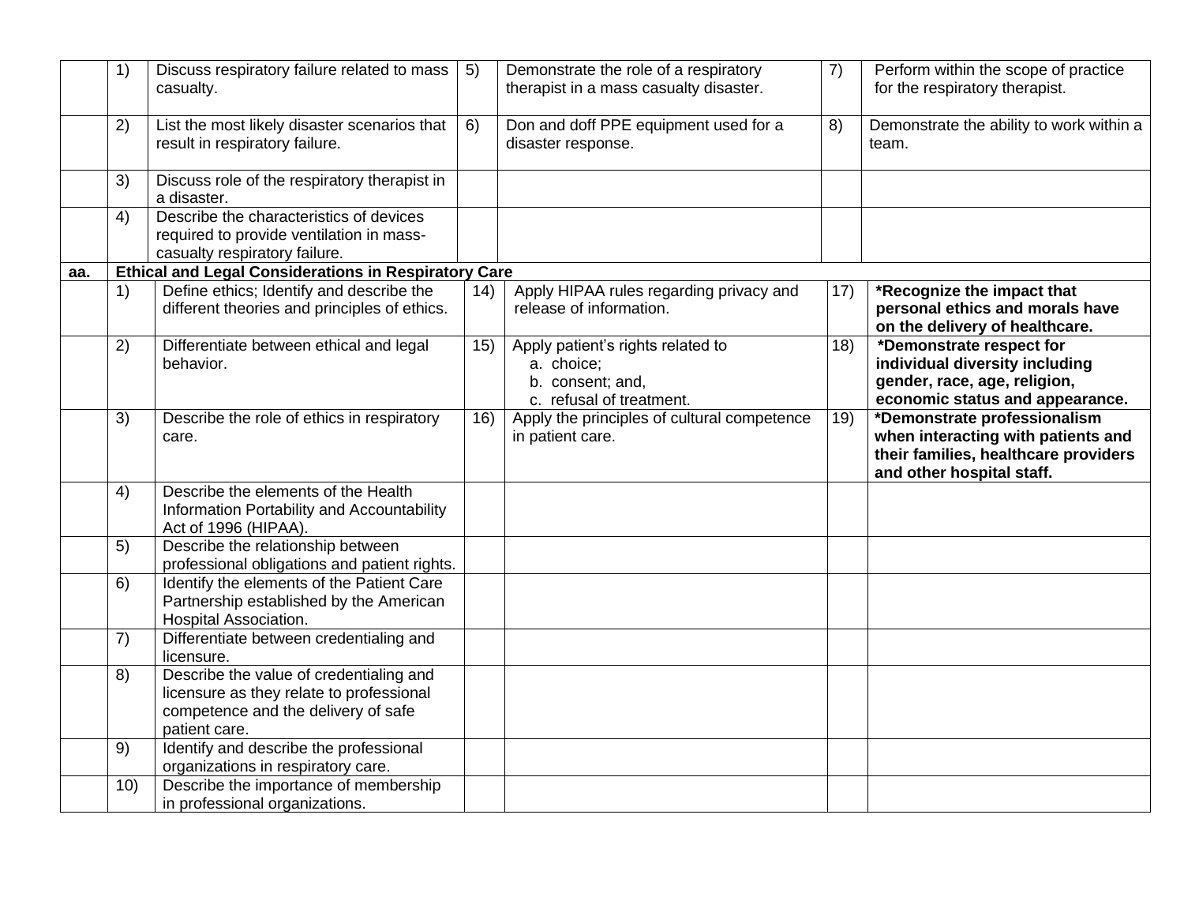|  |  |  |  |  |  |  |
|---|---|---|---|---|---|---|
|  | 1) | Discuss respiratory failure related to mass casualty. | 5) | Demonstrate the role of a respiratory therapist in a mass casualty disaster. | 7) | Perform within the scope of practice for the respiratory therapist. |
|  | 2) | List the most likely disaster scenarios that result in respiratory failure. | 6) | Don and doff PPE equipment used for a disaster response. | 8) | Demonstrate the ability to work within a team. |
|  | 3) | Discuss role of the respiratory therapist in a disaster. |  |  |  |  |
|  | 4) | Describe the characteristics of devices required to provide ventilation in mass-casualty respiratory failure. |  |  |  |  |
| **aa.** | **Ethical and Legal Considerations in Respiratory Care** |  |  |  |  |  |
|  | 1) | Define ethics; Identify and describe the different theories and principles of ethics. | 14) | Apply HIPAA rules regarding privacy and release of information. | 17) | **\*Recognize the impact that personal ethics and morals have on the delivery of healthcare.** |
|  | 2) | Differentiate between ethical and legal behavior. | 15) | Apply patient's rights related to<br>a. choice;<br>b. consent; and,<br>c. refusal of treatment. | 18) | **\*Demonstrate respect for individual diversity including gender, race, age, religion, economic status and appearance.** |
|  | 3) | Describe the role of ethics in respiratory care. | 16) | Apply the principles of cultural competence in patient care. | 19) | **\*Demonstrate professionalism when interacting with patients and their families, healthcare providers and other hospital staff.** |
|  | 4) | Describe the elements of the Health Information Portability and Accountability Act of 1996 (HIPAA). |  |  |  |  |
|  | 5) | Describe the relationship between professional obligations and patient rights. |  |  |  |  |
|  | 6) | Identify the elements of the Patient Care Partnership established by the American Hospital Association. |  |  |  |  |
|  | 7) | Differentiate between credentialing and licensure. |  |  |  |  |
|  | 8) | Describe the value of credentialing and licensure as they relate to professional competence and the delivery of safe patient care. |  |  |  |  |
|  | 9) | Identify and describe the professional organizations in respiratory care. |  |  |  |  |
|  | 10) | Describe the importance of membership in professional organizations. |  |  |  |  |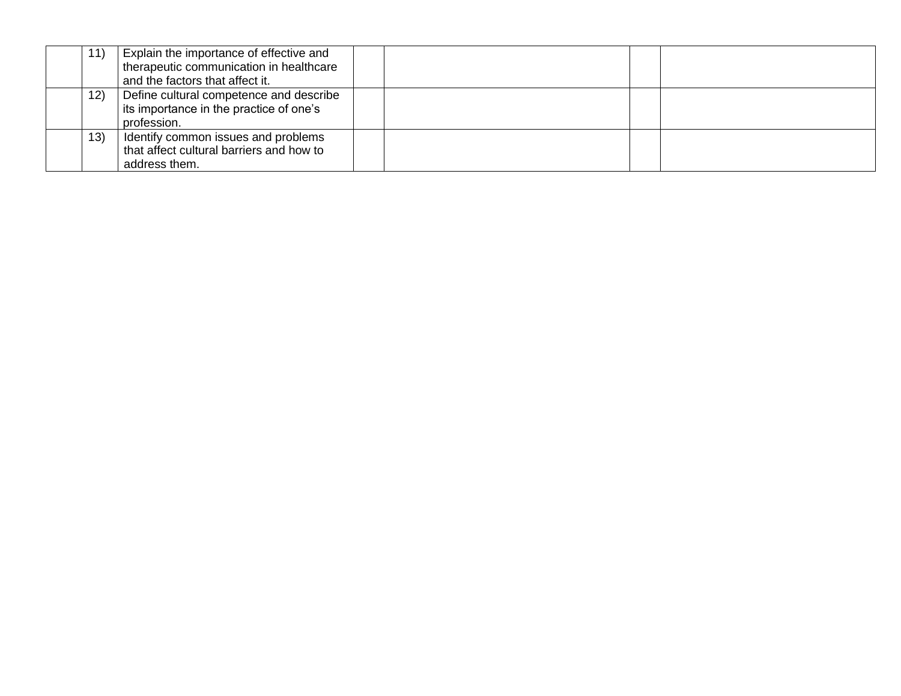| | | | | | | |
|---|---|---|---|---|---|---|
| | 11) | Explain the importance of effective and therapeutic communication in healthcare and the factors that affect it. | | | | |
| | 12) | Define cultural competence and describe its importance in the practice of one's profession. | | | | |
| | 13) | Identify common issues and problems that affect cultural barriers and how to address them. | | | | |